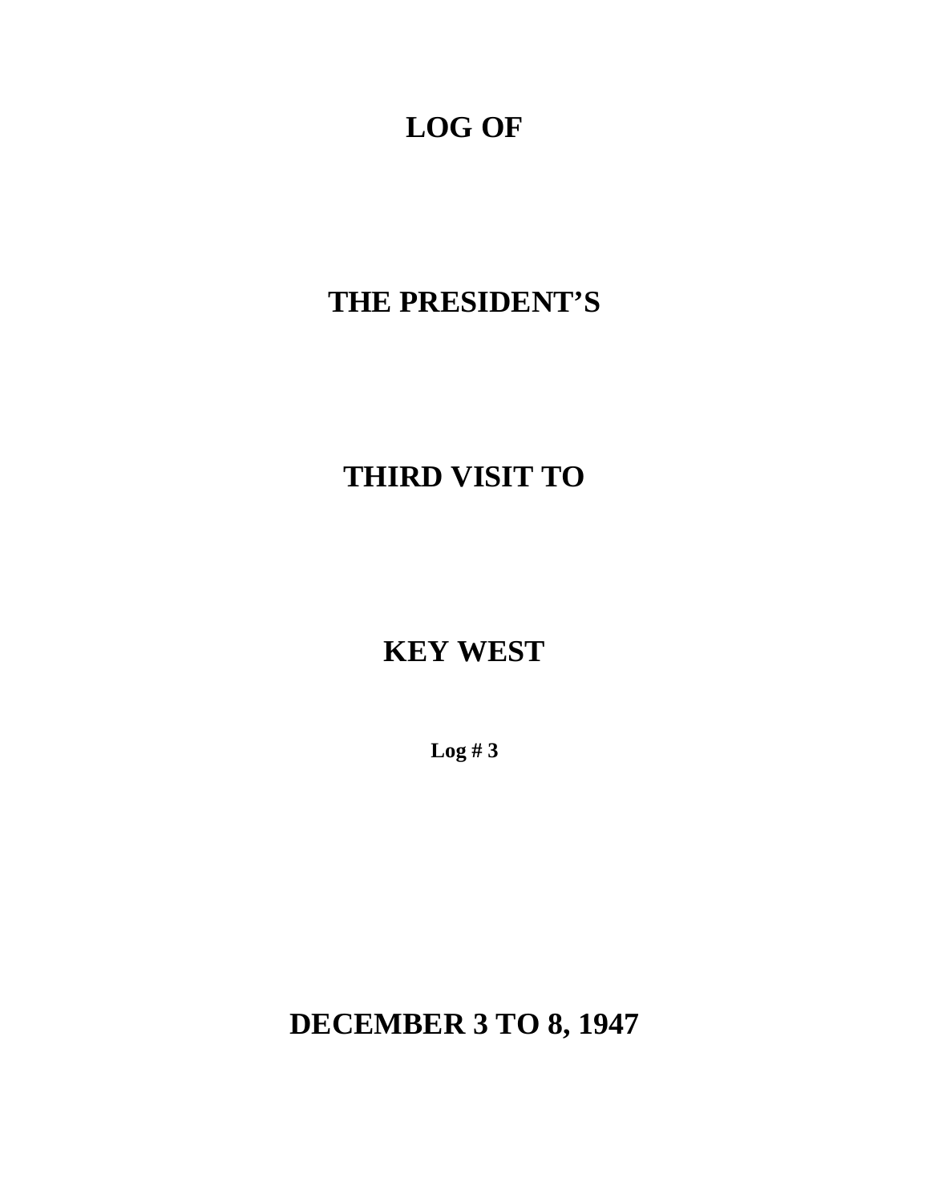# LOG OF

# THE PRESIDENT'S

# THIRD VISIT TO

# KEY WEST

**Log # 3**

# DECEMBER 3 TO 8, 1947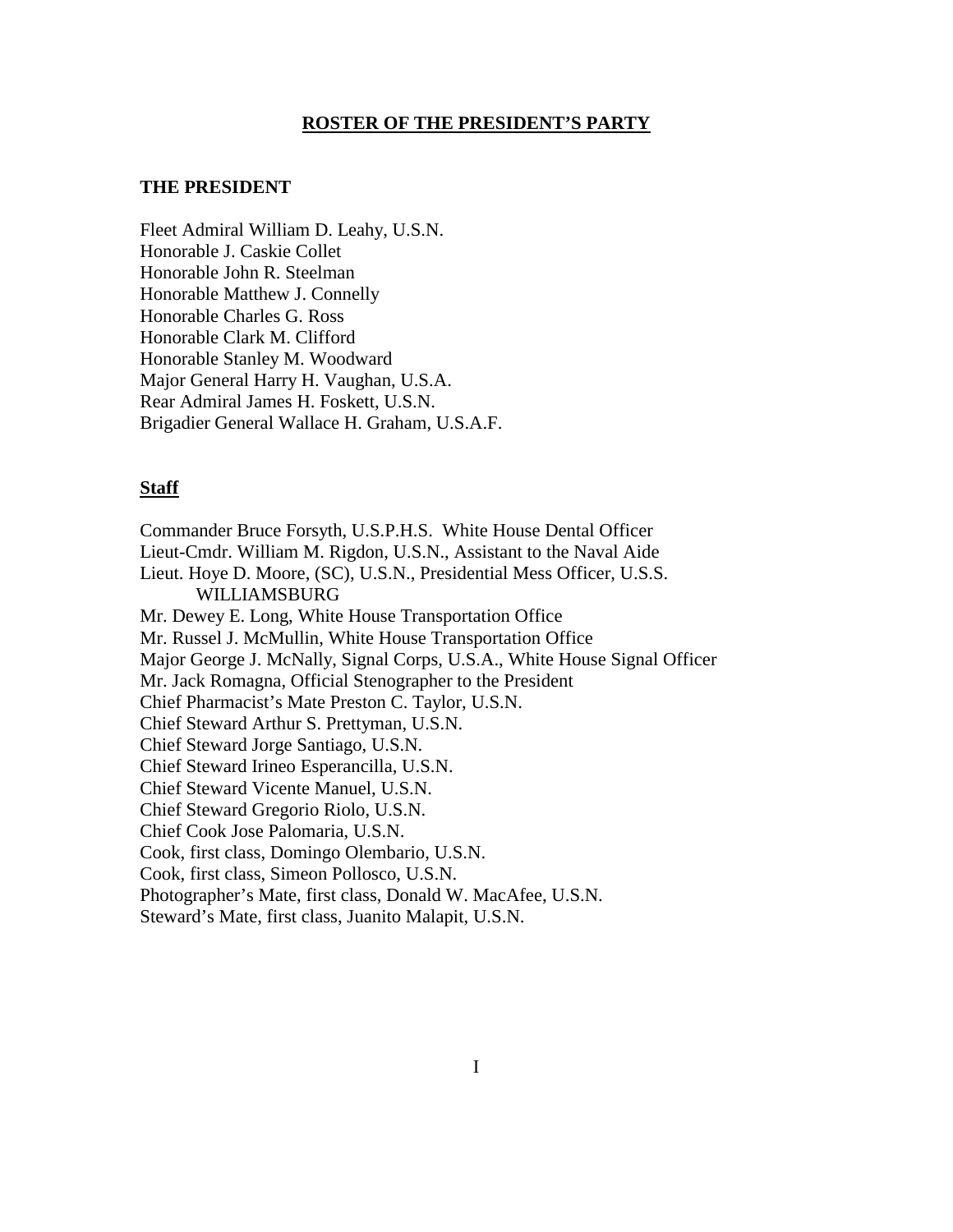# ROSTER OF THE PRESIDENT'S PARTY

## THE PRESIDENT

Fleet Admiral William D. Leahy, U.S.N.
Honorable J. Caskie Collet
Honorable John R. Steelman
Honorable Matthew J. Connelly
Honorable Charles G. Ross
Honorable Clark M. Clifford
Honorable Stanley M. Woodward
Major General Harry H. Vaughan, U.S.A.
Rear Admiral James H. Foskett, U.S.N.
Brigadier General Wallace H. Graham, U.S.A.F.

## Staff

Commander Bruce Forsyth, U.S.P.H.S. White House Dental Officer
Lieut-Cmdr. William M. Rigdon, U.S.N., Assistant to the Naval Aide
Lieut. Hoye D. Moore, (SC), U.S.N., Presidential Mess Officer, U.S.S. WILLIAMSBURG
Mr. Dewey E. Long, White House Transportation Office
Mr. Russel J. McMullin, White House Transportation Office
Major George J. McNally, Signal Corps, U.S.A., White House Signal Officer
Mr. Jack Romagna, Official Stenographer to the President
Chief Pharmacist's Mate Preston C. Taylor, U.S.N.
Chief Steward Arthur S. Prettyman, U.S.N.
Chief Steward Jorge Santiago, U.S.N.
Chief Steward Irineo Esperancilla, U.S.N.
Chief Steward Vicente Manuel, U.S.N.
Chief Steward Gregorio Riolo, U.S.N.
Chief Cook Jose Palomaria, U.S.N.
Cook, first class, Domingo Olembario, U.S.N.
Cook, first class, Simeon Pollosco, U.S.N.
Photographer's Mate, first class, Donald W. MacAfee, U.S.N.
Steward's Mate, first class, Juanito Malapit, U.S.N.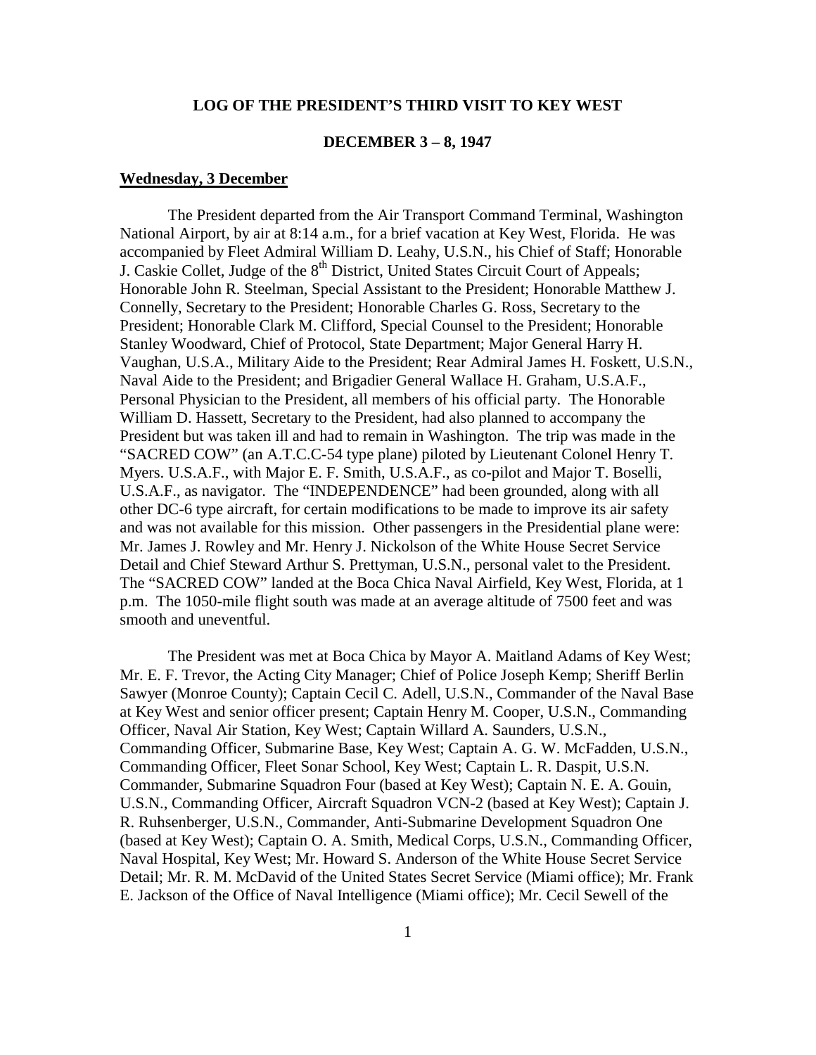**LOG OF THE PRESIDENT'S THIRD VISIT TO KEY WEST**

**DECEMBER 3 – 8, 1947**

**Wednesday, 3 December**

The President departed from the Air Transport Command Terminal, Washington National Airport, by air at 8:14 a.m., for a brief vacation at Key West, Florida. He was accompanied by Fleet Admiral William D. Leahy, U.S.N., his Chief of Staff; Honorable J. Caskie Collet, Judge of the 8th District, United States Circuit Court of Appeals; Honorable John R. Steelman, Special Assistant to the President; Honorable Matthew J. Connelly, Secretary to the President; Honorable Charles G. Ross, Secretary to the President; Honorable Clark M. Clifford, Special Counsel to the President; Honorable Stanley Woodward, Chief of Protocol, State Department; Major General Harry H. Vaughan, U.S.A., Military Aide to the President; Rear Admiral James H. Foskett, U.S.N., Naval Aide to the President; and Brigadier General Wallace H. Graham, U.S.A.F., Personal Physician to the President, all members of his official party. The Honorable William D. Hassett, Secretary to the President, had also planned to accompany the President but was taken ill and had to remain in Washington. The trip was made in the "SACRED COW" (an A.T.C.C-54 type plane) piloted by Lieutenant Colonel Henry T. Myers. U.S.A.F., with Major E. F. Smith, U.S.A.F., as co-pilot and Major T. Boselli, U.S.A.F., as navigator. The "INDEPENDENCE" had been grounded, along with all other DC-6 type aircraft, for certain modifications to be made to improve its air safety and was not available for this mission. Other passengers in the Presidential plane were: Mr. James J. Rowley and Mr. Henry J. Nickolson of the White House Secret Service Detail and Chief Steward Arthur S. Prettyman, U.S.N., personal valet to the President. The "SACRED COW" landed at the Boca Chica Naval Airfield, Key West, Florida, at 1 p.m. The 1050-mile flight south was made at an average altitude of 7500 feet and was smooth and uneventful.

The President was met at Boca Chica by Mayor A. Maitland Adams of Key West; Mr. E. F. Trevor, the Acting City Manager; Chief of Police Joseph Kemp; Sheriff Berlin Sawyer (Monroe County); Captain Cecil C. Adell, U.S.N., Commander of the Naval Base at Key West and senior officer present; Captain Henry M. Cooper, U.S.N., Commanding Officer, Naval Air Station, Key West; Captain Willard A. Saunders, U.S.N., Commanding Officer, Submarine Base, Key West; Captain A. G. W. McFadden, U.S.N., Commanding Officer, Fleet Sonar School, Key West; Captain L. R. Daspit, U.S.N. Commander, Submarine Squadron Four (based at Key West); Captain N. E. A. Gouin, U.S.N., Commanding Officer, Aircraft Squadron VCN-2 (based at Key West); Captain J. R. Ruhsenberger, U.S.N., Commander, Anti-Submarine Development Squadron One (based at Key West); Captain O. A. Smith, Medical Corps, U.S.N., Commanding Officer, Naval Hospital, Key West; Mr. Howard S. Anderson of the White House Secret Service Detail; Mr. R. M. McDavid of the United States Secret Service (Miami office); Mr. Frank E. Jackson of the Office of Naval Intelligence (Miami office); Mr. Cecil Sewell of the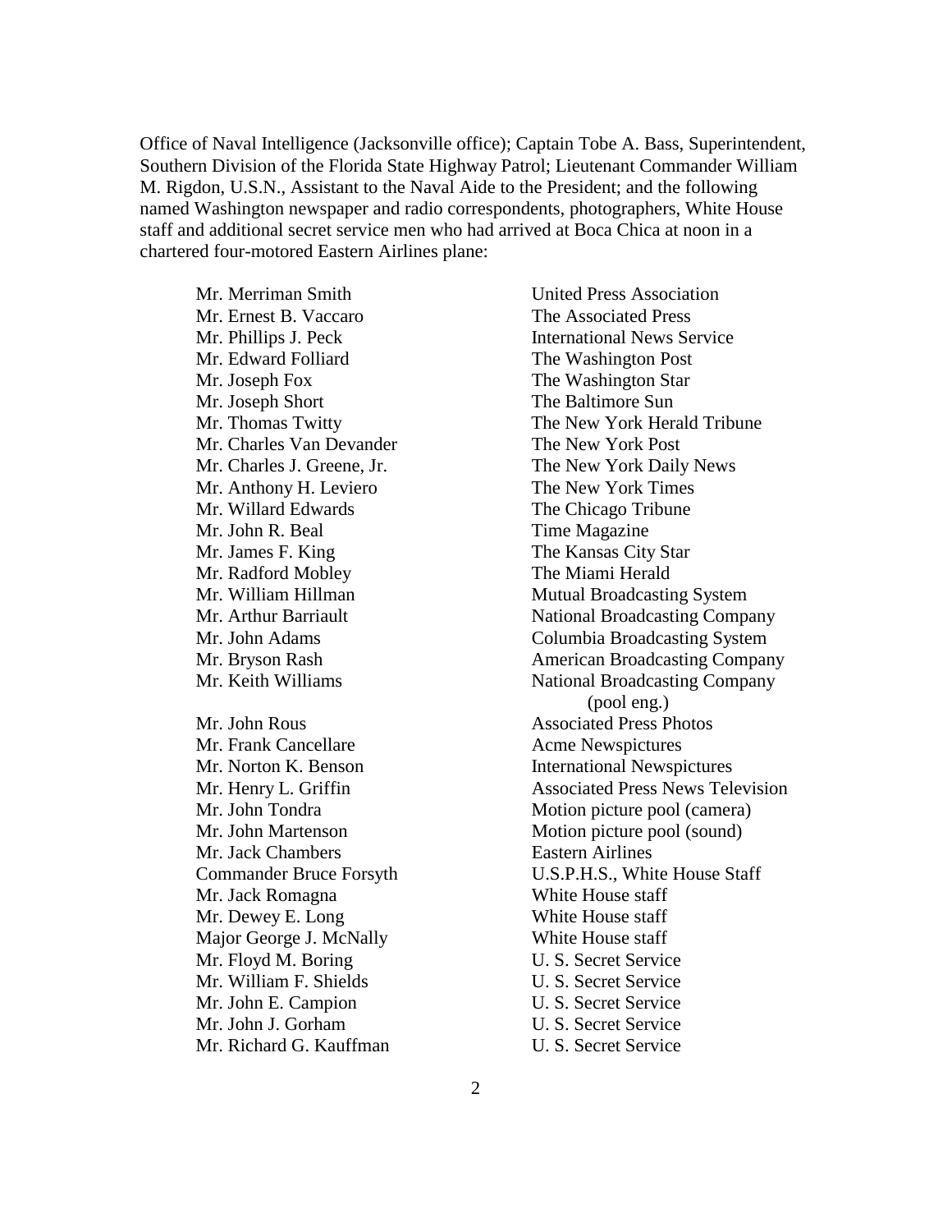Office of Naval Intelligence (Jacksonville office); Captain Tobe A. Bass, Superintendent, Southern Division of the Florida State Highway Patrol; Lieutenant Commander William M. Rigdon, U.S.N., Assistant to the Naval Aide to the President; and the following named Washington newspaper and radio correspondents, photographers, White House staff and additional secret service men who had arrived at Boca Chica at noon in a chartered four-motored Eastern Airlines plane:

| | |
|---|---|
| Mr. Merriman Smith | United Press Association |
| Mr. Ernest B. Vaccaro | The Associated Press |
| Mr. Phillips J. Peck | International News Service |
| Mr. Edward Folliard | The Washington Post |
| Mr. Joseph Fox | The Washington Star |
| Mr. Joseph Short | The Baltimore Sun |
| Mr. Thomas Twitty | The New York Herald Tribune |
| Mr. Charles Van Devander | The New York Post |
| Mr. Charles J. Greene, Jr. | The New York Daily News |
| Mr. Anthony H. Leviero | The New York Times |
| Mr. Willard Edwards | The Chicago Tribune |
| Mr. John R. Beal | Time Magazine |
| Mr. James F. King | The Kansas City Star |
| Mr. Radford Mobley | The Miami Herald |
| Mr. William Hillman | Mutual Broadcasting System |
| Mr. Arthur Barriault | National Broadcasting Company |
| Mr. John Adams | Columbia Broadcasting System |
| Mr. Bryson Rash | American Broadcasting Company |
| Mr. Keith Williams | National Broadcasting Company (pool eng.) |
| Mr. John Rous | Associated Press Photos |
| Mr. Frank Cancellare | Acme Newspictures |
| Mr. Norton K. Benson | International Newspictures |
| Mr. Henry L. Griffin | Associated Press News Television |
| Mr. John Tondra | Motion picture pool (camera) |
| Mr. John Martenson | Motion picture pool (sound) |
| Mr. Jack Chambers | Eastern Airlines |
| Commander Bruce Forsyth | U.S.P.H.S., White House Staff |
| Mr. Jack Romagna | White House staff |
| Mr. Dewey E. Long | White House staff |
| Major George J. McNally | White House staff |
| Mr. Floyd M. Boring | U. S. Secret Service |
| Mr. William F. Shields | U. S. Secret Service |
| Mr. John E. Campion | U. S. Secret Service |
| Mr. John J. Gorham | U. S. Secret Service |
| Mr. Richard G. Kauffman | U. S. Secret Service |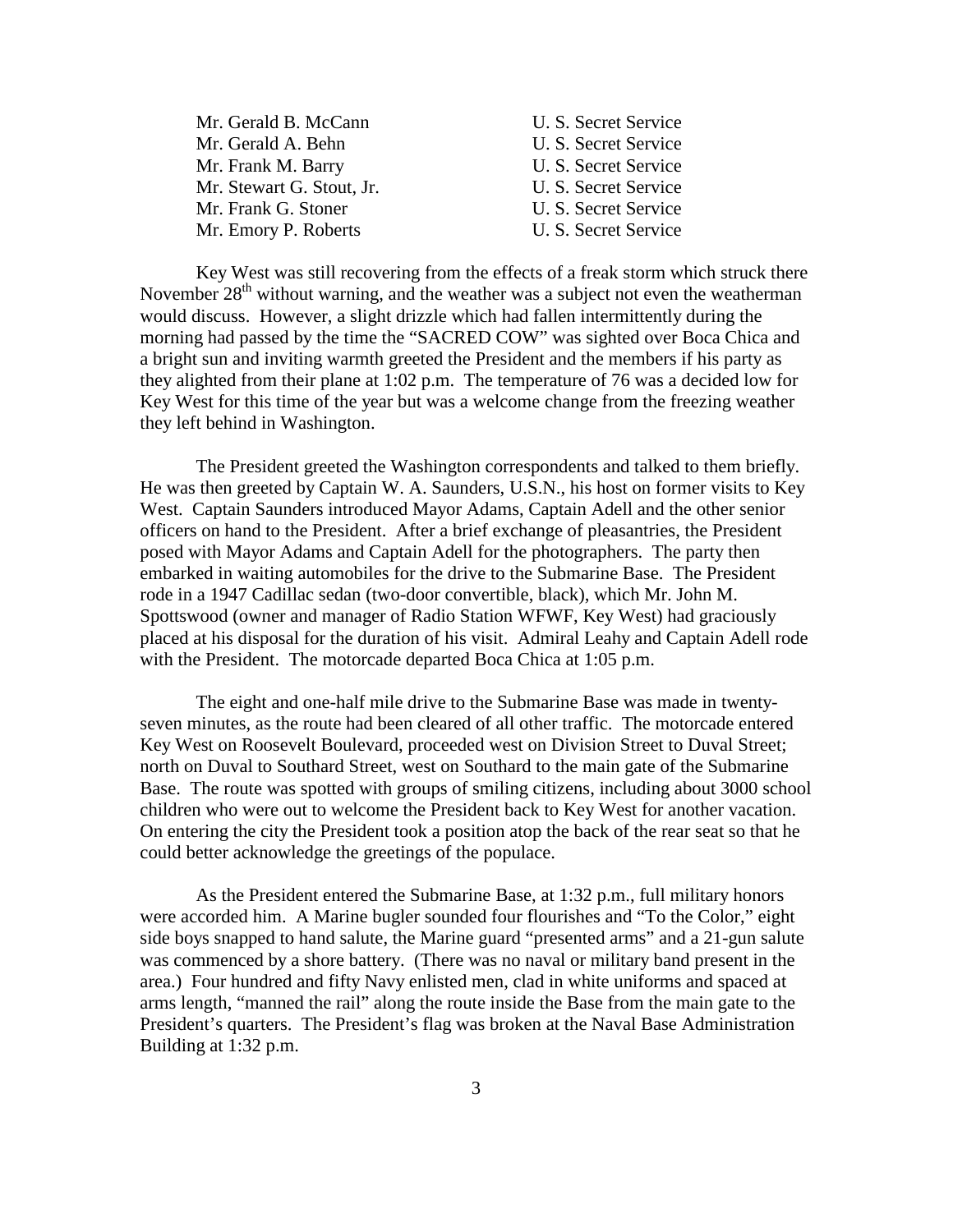| | |
|---|---|
| Mr. Gerald B. McCann | U. S. Secret Service |
| Mr. Gerald A. Behn | U. S. Secret Service |
| Mr. Frank M. Barry | U. S. Secret Service |
| Mr. Stewart G. Stout, Jr. | U. S. Secret Service |
| Mr. Frank G. Stoner | U. S. Secret Service |
| Mr. Emory P. Roberts | U. S. Secret Service |

Key West was still recovering from the effects of a freak storm which struck there November 28th without warning, and the weather was a subject not even the weatherman would discuss. However, a slight drizzle which had fallen intermittently during the morning had passed by the time the "SACRED COW" was sighted over Boca Chica and a bright sun and inviting warmth greeted the President and the members if his party as they alighted from their plane at 1:02 p.m. The temperature of 76 was a decided low for Key West for this time of the year but was a welcome change from the freezing weather they left behind in Washington.

The President greeted the Washington correspondents and talked to them briefly. He was then greeted by Captain W. A. Saunders, U.S.N., his host on former visits to Key West. Captain Saunders introduced Mayor Adams, Captain Adell and the other senior officers on hand to the President. After a brief exchange of pleasantries, the President posed with Mayor Adams and Captain Adell for the photographers. The party then embarked in waiting automobiles for the drive to the Submarine Base. The President rode in a 1947 Cadillac sedan (two-door convertible, black), which Mr. John M. Spottswood (owner and manager of Radio Station WFWF, Key West) had graciously placed at his disposal for the duration of his visit. Admiral Leahy and Captain Adell rode with the President. The motorcade departed Boca Chica at 1:05 p.m.

The eight and one-half mile drive to the Submarine Base was made in twenty-seven minutes, as the route had been cleared of all other traffic. The motorcade entered Key West on Roosevelt Boulevard, proceeded west on Division Street to Duval Street; north on Duval to Southard Street, west on Southard to the main gate of the Submarine Base. The route was spotted with groups of smiling citizens, including about 3000 school children who were out to welcome the President back to Key West for another vacation. On entering the city the President took a position atop the back of the rear seat so that he could better acknowledge the greetings of the populace.

As the President entered the Submarine Base, at 1:32 p.m., full military honors were accorded him. A Marine bugler sounded four flourishes and "To the Color," eight side boys snapped to hand salute, the Marine guard "presented arms" and a 21-gun salute was commenced by a shore battery. (There was no naval or military band present in the area.) Four hundred and fifty Navy enlisted men, clad in white uniforms and spaced at arms length, "manned the rail" along the route inside the Base from the main gate to the President's quarters. The President's flag was broken at the Naval Base Administration Building at 1:32 p.m.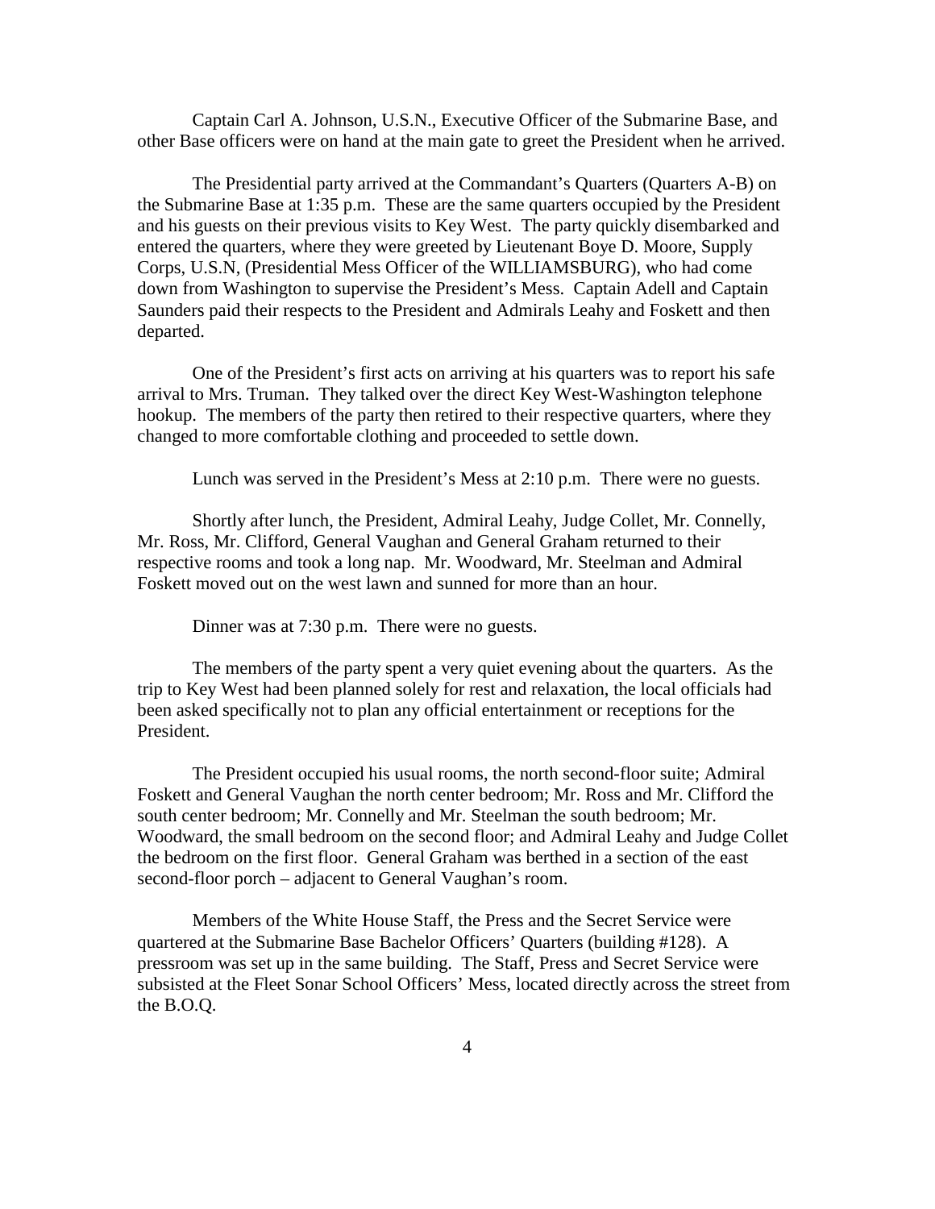Captain Carl A. Johnson, U.S.N., Executive Officer of the Submarine Base, and other Base officers were on hand at the main gate to greet the President when he arrived.

The Presidential party arrived at the Commandant's Quarters (Quarters A-B) on the Submarine Base at 1:35 p.m. These are the same quarters occupied by the President and his guests on their previous visits to Key West. The party quickly disembarked and entered the quarters, where they were greeted by Lieutenant Boye D. Moore, Supply Corps, U.S.N, (Presidential Mess Officer of the WILLIAMSBURG), who had come down from Washington to supervise the President's Mess. Captain Adell and Captain Saunders paid their respects to the President and Admirals Leahy and Foskett and then departed.

One of the President's first acts on arriving at his quarters was to report his safe arrival to Mrs. Truman. They talked over the direct Key West-Washington telephone hookup. The members of the party then retired to their respective quarters, where they changed to more comfortable clothing and proceeded to settle down.

Lunch was served in the President's Mess at 2:10 p.m. There were no guests.

Shortly after lunch, the President, Admiral Leahy, Judge Collet, Mr. Connelly, Mr. Ross, Mr. Clifford, General Vaughan and General Graham returned to their respective rooms and took a long nap. Mr. Woodward, Mr. Steelman and Admiral Foskett moved out on the west lawn and sunned for more than an hour.

Dinner was at 7:30 p.m. There were no guests.

The members of the party spent a very quiet evening about the quarters. As the trip to Key West had been planned solely for rest and relaxation, the local officials had been asked specifically not to plan any official entertainment or receptions for the President.

The President occupied his usual rooms, the north second-floor suite; Admiral Foskett and General Vaughan the north center bedroom; Mr. Ross and Mr. Clifford the south center bedroom; Mr. Connelly and Mr. Steelman the south bedroom; Mr. Woodward, the small bedroom on the second floor; and Admiral Leahy and Judge Collet the bedroom on the first floor. General Graham was berthed in a section of the east second-floor porch – adjacent to General Vaughan's room.

Members of the White House Staff, the Press and the Secret Service were quartered at the Submarine Base Bachelor Officers' Quarters (building #128). A pressroom was set up in the same building. The Staff, Press and Secret Service were subsisted at the Fleet Sonar School Officers' Mess, located directly across the street from the B.O.Q.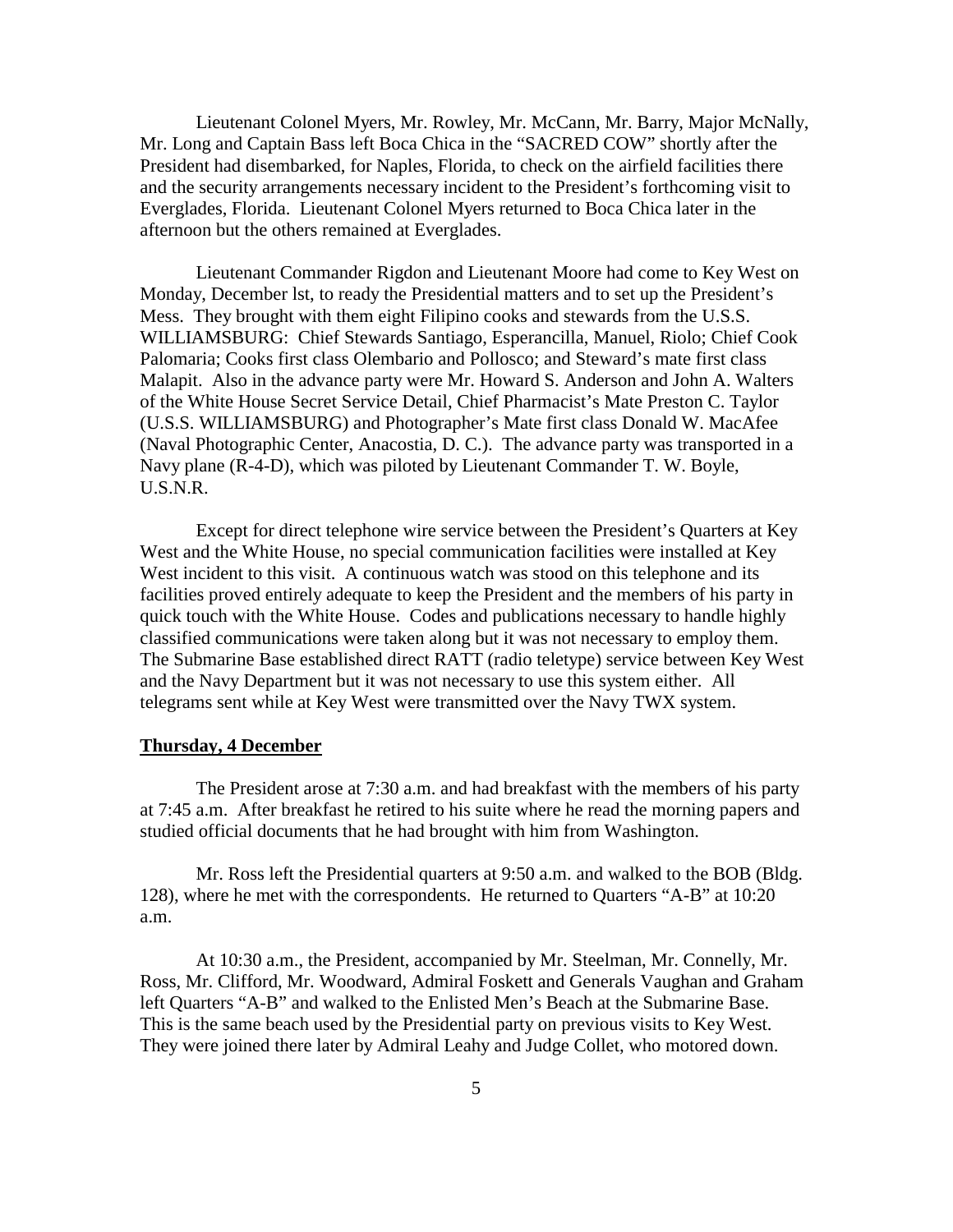Lieutenant Colonel Myers, Mr. Rowley, Mr. McCann, Mr. Barry, Major McNally, Mr. Long and Captain Bass left Boca Chica in the "SACRED COW" shortly after the President had disembarked, for Naples, Florida, to check on the airfield facilities there and the security arrangements necessary incident to the President's forthcoming visit to Everglades, Florida. Lieutenant Colonel Myers returned to Boca Chica later in the afternoon but the others remained at Everglades.

Lieutenant Commander Rigdon and Lieutenant Moore had come to Key West on Monday, December lst, to ready the Presidential matters and to set up the President's Mess. They brought with them eight Filipino cooks and stewards from the U.S.S. WILLIAMSBURG: Chief Stewards Santiago, Esperancilla, Manuel, Riolo; Chief Cook Palomaria; Cooks first class Olembario and Pollosco; and Steward's mate first class Malapit. Also in the advance party were Mr. Howard S. Anderson and John A. Walters of the White House Secret Service Detail, Chief Pharmacist's Mate Preston C. Taylor (U.S.S. WILLIAMSBURG) and Photographer's Mate first class Donald W. MacAfee (Naval Photographic Center, Anacostia, D. C.). The advance party was transported in a Navy plane (R-4-D), which was piloted by Lieutenant Commander T. W. Boyle, U.S.N.R.

Except for direct telephone wire service between the President's Quarters at Key West and the White House, no special communication facilities were installed at Key West incident to this visit. A continuous watch was stood on this telephone and its facilities proved entirely adequate to keep the President and the members of his party in quick touch with the White House. Codes and publications necessary to handle highly classified communications were taken along but it was not necessary to employ them. The Submarine Base established direct RATT (radio teletype) service between Key West and the Navy Department but it was not necessary to use this system either. All telegrams sent while at Key West were transmitted over the Navy TWX system.

**Thursday, 4 December**

The President arose at 7:30 a.m. and had breakfast with the members of his party at 7:45 a.m. After breakfast he retired to his suite where he read the morning papers and studied official documents that he had brought with him from Washington.

Mr. Ross left the Presidential quarters at 9:50 a.m. and walked to the BOB (Bldg. 128), where he met with the correspondents. He returned to Quarters "A-B" at 10:20 a.m.

At 10:30 a.m., the President, accompanied by Mr. Steelman, Mr. Connelly, Mr. Ross, Mr. Clifford, Mr. Woodward, Admiral Foskett and Generals Vaughan and Graham left Quarters "A-B" and walked to the Enlisted Men's Beach at the Submarine Base. This is the same beach used by the Presidential party on previous visits to Key West. They were joined there later by Admiral Leahy and Judge Collet, who motored down.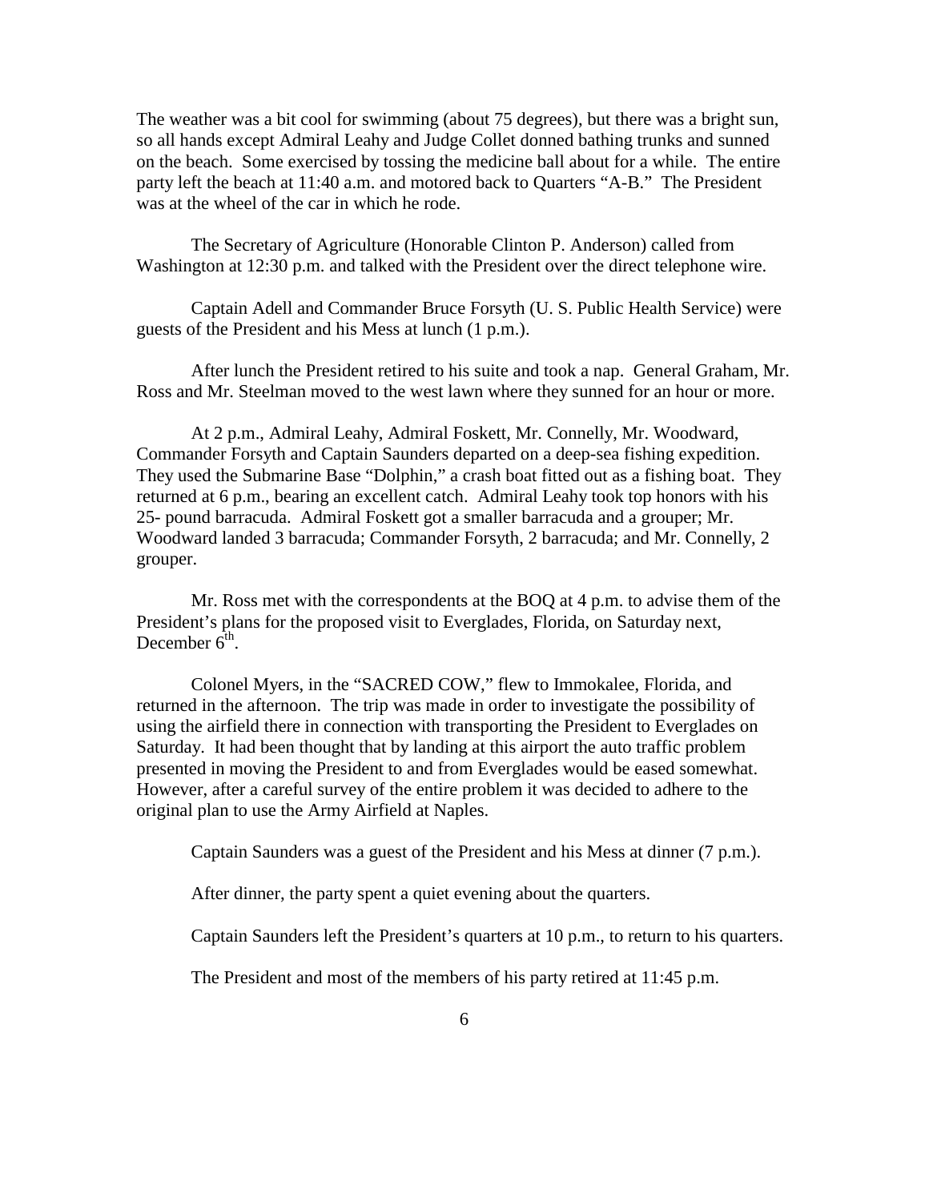The weather was a bit cool for swimming (about 75 degrees), but there was a bright sun, so all hands except Admiral Leahy and Judge Collet donned bathing trunks and sunned on the beach. Some exercised by tossing the medicine ball about for a while. The entire party left the beach at 11:40 a.m. and motored back to Quarters "A-B." The President was at the wheel of the car in which he rode.

The Secretary of Agriculture (Honorable Clinton P. Anderson) called from Washington at 12:30 p.m. and talked with the President over the direct telephone wire.

Captain Adell and Commander Bruce Forsyth (U. S. Public Health Service) were guests of the President and his Mess at lunch (1 p.m.).

After lunch the President retired to his suite and took a nap. General Graham, Mr. Ross and Mr. Steelman moved to the west lawn where they sunned for an hour or more.

At 2 p.m., Admiral Leahy, Admiral Foskett, Mr. Connelly, Mr. Woodward, Commander Forsyth and Captain Saunders departed on a deep-sea fishing expedition. They used the Submarine Base "Dolphin," a crash boat fitted out as a fishing boat. They returned at 6 p.m., bearing an excellent catch. Admiral Leahy took top honors with his 25- pound barracuda. Admiral Foskett got a smaller barracuda and a grouper; Mr. Woodward landed 3 barracuda; Commander Forsyth, 2 barracuda; and Mr. Connelly, 2 grouper.

Mr. Ross met with the correspondents at the BOQ at 4 p.m. to advise them of the President's plans for the proposed visit to Everglades, Florida, on Saturday next, December 6th.

Colonel Myers, in the "SACRED COW," flew to Immokalee, Florida, and returned in the afternoon. The trip was made in order to investigate the possibility of using the airfield there in connection with transporting the President to Everglades on Saturday. It had been thought that by landing at this airport the auto traffic problem presented in moving the President to and from Everglades would be eased somewhat. However, after a careful survey of the entire problem it was decided to adhere to the original plan to use the Army Airfield at Naples.

Captain Saunders was a guest of the President and his Mess at dinner (7 p.m.).

After dinner, the party spent a quiet evening about the quarters.

Captain Saunders left the President's quarters at 10 p.m., to return to his quarters.

The President and most of the members of his party retired at 11:45 p.m.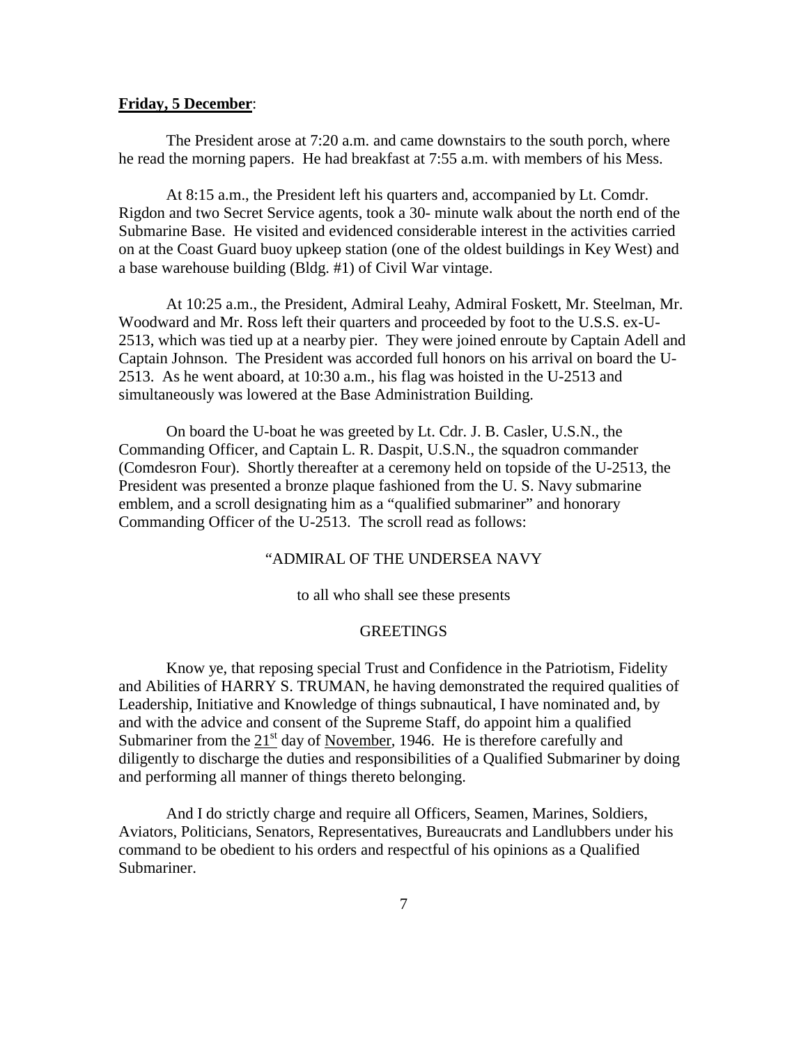**Friday, 5 December**:

The President arose at 7:20 a.m. and came downstairs to the south porch, where he read the morning papers. He had breakfast at 7:55 a.m. with members of his Mess.

At 8:15 a.m., the President left his quarters and, accompanied by Lt. Comdr. Rigdon and two Secret Service agents, took a 30- minute walk about the north end of the Submarine Base. He visited and evidenced considerable interest in the activities carried on at the Coast Guard buoy upkeep station (one of the oldest buildings in Key West) and a base warehouse building (Bldg. #1) of Civil War vintage.

At 10:25 a.m., the President, Admiral Leahy, Admiral Foskett, Mr. Steelman, Mr. Woodward and Mr. Ross left their quarters and proceeded by foot to the U.S.S. ex-U-2513, which was tied up at a nearby pier. They were joined enroute by Captain Adell and Captain Johnson. The President was accorded full honors on his arrival on board the U-2513. As he went aboard, at 10:30 a.m., his flag was hoisted in the U-2513 and simultaneously was lowered at the Base Administration Building.

On board the U-boat he was greeted by Lt. Cdr. J. B. Casler, U.S.N., the Commanding Officer, and Captain L. R. Daspit, U.S.N., the squadron commander (Comdesron Four). Shortly thereafter at a ceremony held on topside of the U-2513, the President was presented a bronze plaque fashioned from the U. S. Navy submarine emblem, and a scroll designating him as a "qualified submariner" and honorary Commanding Officer of the U-2513. The scroll read as follows:

"ADMIRAL OF THE UNDERSEA NAVY

to all who shall see these presents

GREETINGS

Know ye, that reposing special Trust and Confidence in the Patriotism, Fidelity and Abilities of HARRY S. TRUMAN, he having demonstrated the required qualities of Leadership, Initiative and Knowledge of things subnautical, I have nominated and, by and with the advice and consent of the Supreme Staff, do appoint him a qualified Submariner from the 21st day of November, 1946. He is therefore carefully and diligently to discharge the duties and responsibilities of a Qualified Submariner by doing and performing all manner of things thereto belonging.

And I do strictly charge and require all Officers, Seamen, Marines, Soldiers, Aviators, Politicians, Senators, Representatives, Bureaucrats and Landlubbers under his command to be obedient to his orders and respectful of his opinions as a Qualified Submariner.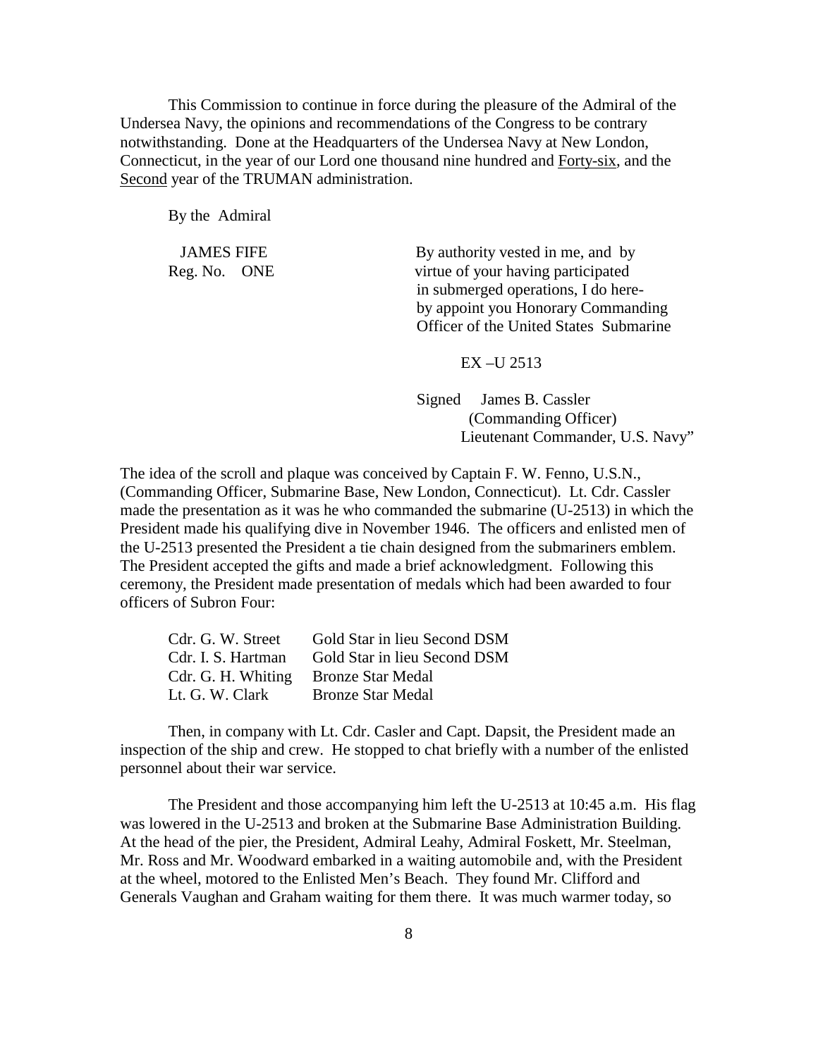This Commission to continue in force during the pleasure of the Admiral of the Undersea Navy, the opinions and recommendations of the Congress to be contrary notwithstanding. Done at the Headquarters of the Undersea Navy at New London, Connecticut, in the year of our Lord one thousand nine hundred and Forty-six, and the Second year of the TRUMAN administration.

By the Admiral

JAMES FIFE
Reg. No. ONE

By authority vested in me, and by virtue of your having participated in submerged operations, I do hereby appoint you Honorary Commanding Officer of the United States Submarine

EX –U 2513

Signed James B. Cassler
(Commanding Officer)
Lieutenant Commander, U.S. Navy"

The idea of the scroll and plaque was conceived by Captain F. W. Fenno, U.S.N., (Commanding Officer, Submarine Base, New London, Connecticut). Lt. Cdr. Cassler made the presentation as it was he who commanded the submarine (U-2513) in which the President made his qualifying dive in November 1946. The officers and enlisted men of the U-2513 presented the President a tie chain designed from the submariners emblem. The President accepted the gifts and made a brief acknowledgment. Following this ceremony, the President made presentation of medals which had been awarded to four officers of Subron Four:

| | |
|---|---|
| Cdr. G. W. Street | Gold Star in lieu Second DSM |
| Cdr. I. S. Hartman | Gold Star in lieu Second DSM |
| Cdr. G. H. Whiting | Bronze Star Medal |
| Lt. G. W. Clark | Bronze Star Medal |

Then, in company with Lt. Cdr. Casler and Capt. Dapsit, the President made an inspection of the ship and crew. He stopped to chat briefly with a number of the enlisted personnel about their war service.

The President and those accompanying him left the U-2513 at 10:45 a.m. His flag was lowered in the U-2513 and broken at the Submarine Base Administration Building. At the head of the pier, the President, Admiral Leahy, Admiral Foskett, Mr. Steelman, Mr. Ross and Mr. Woodward embarked in a waiting automobile and, with the President at the wheel, motored to the Enlisted Men's Beach. They found Mr. Clifford and Generals Vaughan and Graham waiting for them there. It was much warmer today, so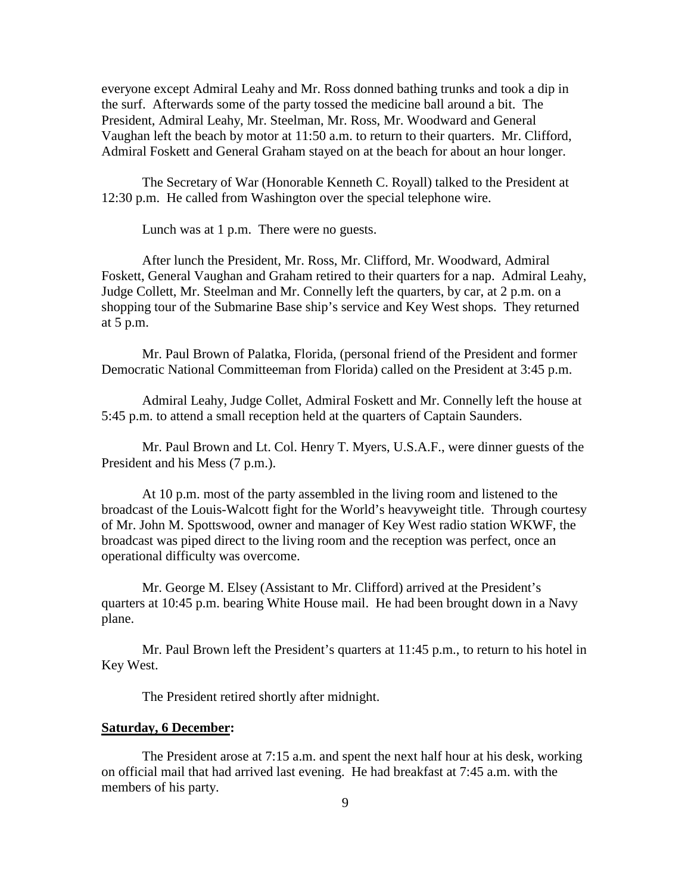everyone except Admiral Leahy and Mr. Ross donned bathing trunks and took a dip in the surf. Afterwards some of the party tossed the medicine ball around a bit. The President, Admiral Leahy, Mr. Steelman, Mr. Ross, Mr. Woodward and General Vaughan left the beach by motor at 11:50 a.m. to return to their quarters. Mr. Clifford, Admiral Foskett and General Graham stayed on at the beach for about an hour longer.

The Secretary of War (Honorable Kenneth C. Royall) talked to the President at 12:30 p.m. He called from Washington over the special telephone wire.

Lunch was at 1 p.m. There were no guests.

After lunch the President, Mr. Ross, Mr. Clifford, Mr. Woodward, Admiral Foskett, General Vaughan and Graham retired to their quarters for a nap. Admiral Leahy, Judge Collett, Mr. Steelman and Mr. Connelly left the quarters, by car, at 2 p.m. on a shopping tour of the Submarine Base ship's service and Key West shops. They returned at 5 p.m.

Mr. Paul Brown of Palatka, Florida, (personal friend of the President and former Democratic National Committeeman from Florida) called on the President at 3:45 p.m.

Admiral Leahy, Judge Collet, Admiral Foskett and Mr. Connelly left the house at 5:45 p.m. to attend a small reception held at the quarters of Captain Saunders.

Mr. Paul Brown and Lt. Col. Henry T. Myers, U.S.A.F., were dinner guests of the President and his Mess (7 p.m.).

At 10 p.m. most of the party assembled in the living room and listened to the broadcast of the Louis-Walcott fight for the World's heavyweight title. Through courtesy of Mr. John M. Spottswood, owner and manager of Key West radio station WKWF, the broadcast was piped direct to the living room and the reception was perfect, once an operational difficulty was overcome.

Mr. George M. Elsey (Assistant to Mr. Clifford) arrived at the President's quarters at 10:45 p.m. bearing White House mail. He had been brought down in a Navy plane.

Mr. Paul Brown left the President's quarters at 11:45 p.m., to return to his hotel in Key West.

The President retired shortly after midnight.

**Saturday, 6 December:**

The President arose at 7:15 a.m. and spent the next half hour at his desk, working on official mail that had arrived last evening. He had breakfast at 7:45 a.m. with the members of his party.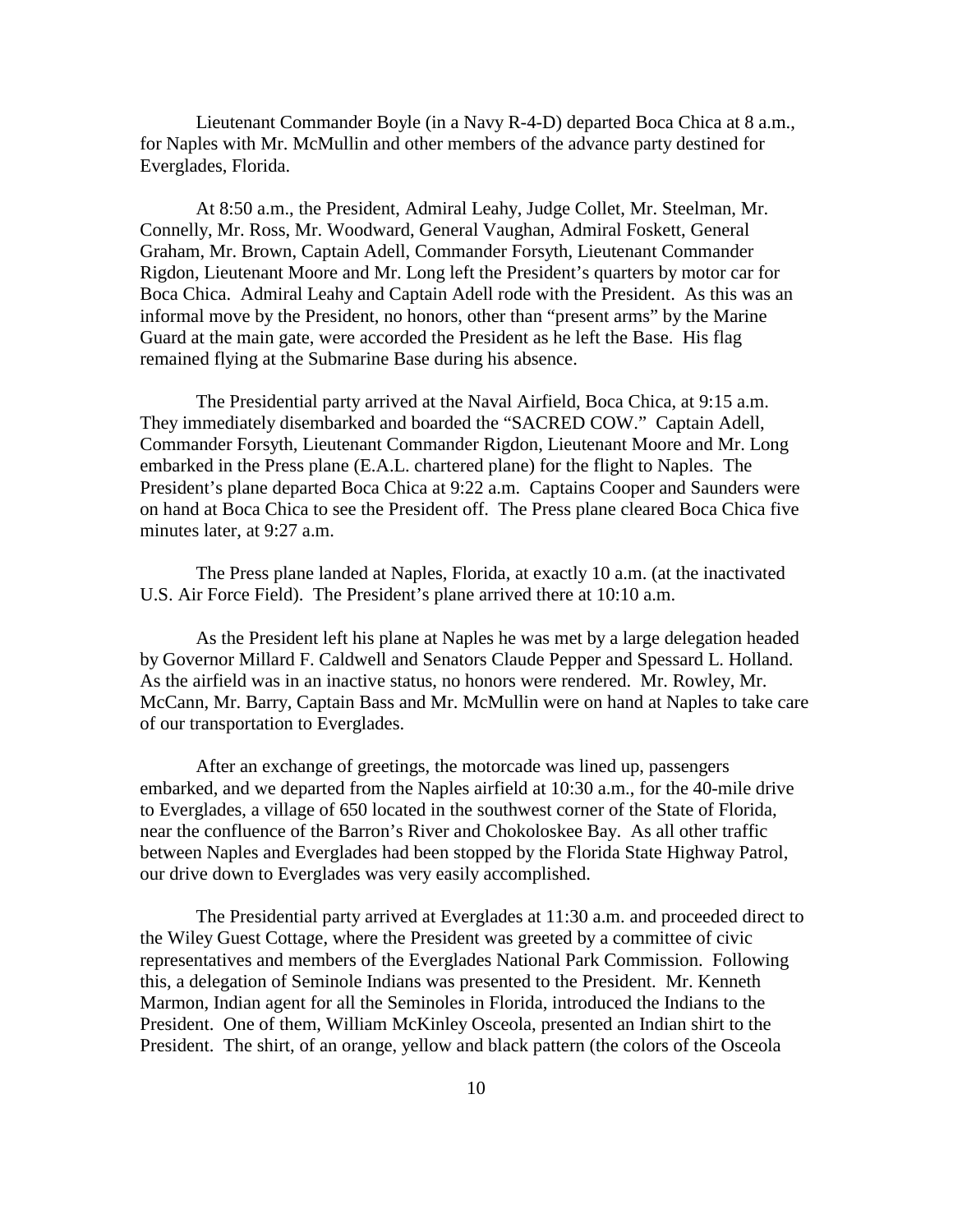Lieutenant Commander Boyle (in a Navy R-4-D) departed Boca Chica at 8 a.m., for Naples with Mr. McMullin and other members of the advance party destined for Everglades, Florida.

At 8:50 a.m., the President, Admiral Leahy, Judge Collet, Mr. Steelman, Mr. Connelly, Mr. Ross, Mr. Woodward, General Vaughan, Admiral Foskett, General Graham, Mr. Brown, Captain Adell, Commander Forsyth, Lieutenant Commander Rigdon, Lieutenant Moore and Mr. Long left the President's quarters by motor car for Boca Chica. Admiral Leahy and Captain Adell rode with the President. As this was an informal move by the President, no honors, other than "present arms" by the Marine Guard at the main gate, were accorded the President as he left the Base. His flag remained flying at the Submarine Base during his absence.

The Presidential party arrived at the Naval Airfield, Boca Chica, at 9:15 a.m. They immediately disembarked and boarded the "SACRED COW." Captain Adell, Commander Forsyth, Lieutenant Commander Rigdon, Lieutenant Moore and Mr. Long embarked in the Press plane (E.A.L. chartered plane) for the flight to Naples. The President's plane departed Boca Chica at 9:22 a.m. Captains Cooper and Saunders were on hand at Boca Chica to see the President off. The Press plane cleared Boca Chica five minutes later, at 9:27 a.m.

The Press plane landed at Naples, Florida, at exactly 10 a.m. (at the inactivated U.S. Air Force Field). The President's plane arrived there at 10:10 a.m.

As the President left his plane at Naples he was met by a large delegation headed by Governor Millard F. Caldwell and Senators Claude Pepper and Spessard L. Holland. As the airfield was in an inactive status, no honors were rendered. Mr. Rowley, Mr. McCann, Mr. Barry, Captain Bass and Mr. McMullin were on hand at Naples to take care of our transportation to Everglades.

After an exchange of greetings, the motorcade was lined up, passengers embarked, and we departed from the Naples airfield at 10:30 a.m., for the 40-mile drive to Everglades, a village of 650 located in the southwest corner of the State of Florida, near the confluence of the Barron's River and Chokoloskee Bay. As all other traffic between Naples and Everglades had been stopped by the Florida State Highway Patrol, our drive down to Everglades was very easily accomplished.

The Presidential party arrived at Everglades at 11:30 a.m. and proceeded direct to the Wiley Guest Cottage, where the President was greeted by a committee of civic representatives and members of the Everglades National Park Commission. Following this, a delegation of Seminole Indians was presented to the President. Mr. Kenneth Marmon, Indian agent for all the Seminoles in Florida, introduced the Indians to the President. One of them, William McKinley Osceola, presented an Indian shirt to the President. The shirt, of an orange, yellow and black pattern (the colors of the Osceola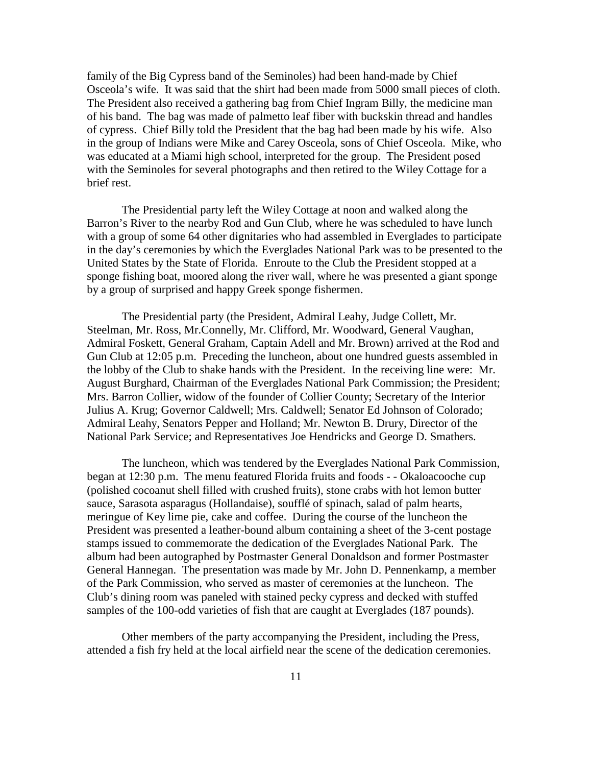family of the Big Cypress band of the Seminoles) had been hand-made by Chief Osceola's wife. It was said that the shirt had been made from 5000 small pieces of cloth. The President also received a gathering bag from Chief Ingram Billy, the medicine man of his band. The bag was made of palmetto leaf fiber with buckskin thread and handles of cypress. Chief Billy told the President that the bag had been made by his wife. Also in the group of Indians were Mike and Carey Osceola, sons of Chief Osceola. Mike, who was educated at a Miami high school, interpreted for the group. The President posed with the Seminoles for several photographs and then retired to the Wiley Cottage for a brief rest.

The Presidential party left the Wiley Cottage at noon and walked along the Barron's River to the nearby Rod and Gun Club, where he was scheduled to have lunch with a group of some 64 other dignitaries who had assembled in Everglades to participate in the day's ceremonies by which the Everglades National Park was to be presented to the United States by the State of Florida. Enroute to the Club the President stopped at a sponge fishing boat, moored along the river wall, where he was presented a giant sponge by a group of surprised and happy Greek sponge fishermen.

The Presidential party (the President, Admiral Leahy, Judge Collett, Mr. Steelman, Mr. Ross, Mr.Connelly, Mr. Clifford, Mr. Woodward, General Vaughan, Admiral Foskett, General Graham, Captain Adell and Mr. Brown) arrived at the Rod and Gun Club at 12:05 p.m. Preceding the luncheon, about one hundred guests assembled in the lobby of the Club to shake hands with the President. In the receiving line were: Mr. August Burghard, Chairman of the Everglades National Park Commission; the President; Mrs. Barron Collier, widow of the founder of Collier County; Secretary of the Interior Julius A. Krug; Governor Caldwell; Mrs. Caldwell; Senator Ed Johnson of Colorado; Admiral Leahy, Senators Pepper and Holland; Mr. Newton B. Drury, Director of the National Park Service; and Representatives Joe Hendricks and George D. Smathers.

The luncheon, which was tendered by the Everglades National Park Commission, began at 12:30 p.m. The menu featured Florida fruits and foods - - Okaloacooche cup (polished cocoanut shell filled with crushed fruits), stone crabs with hot lemon butter sauce, Sarasota asparagus (Hollandaise), soufflé of spinach, salad of palm hearts, meringue of Key lime pie, cake and coffee. During the course of the luncheon the President was presented a leather-bound album containing a sheet of the 3-cent postage stamps issued to commemorate the dedication of the Everglades National Park. The album had been autographed by Postmaster General Donaldson and former Postmaster General Hannegan. The presentation was made by Mr. John D. Pennenkamp, a member of the Park Commission, who served as master of ceremonies at the luncheon. The Club's dining room was paneled with stained pecky cypress and decked with stuffed samples of the 100-odd varieties of fish that are caught at Everglades (187 pounds).

Other members of the party accompanying the President, including the Press, attended a fish fry held at the local airfield near the scene of the dedication ceremonies.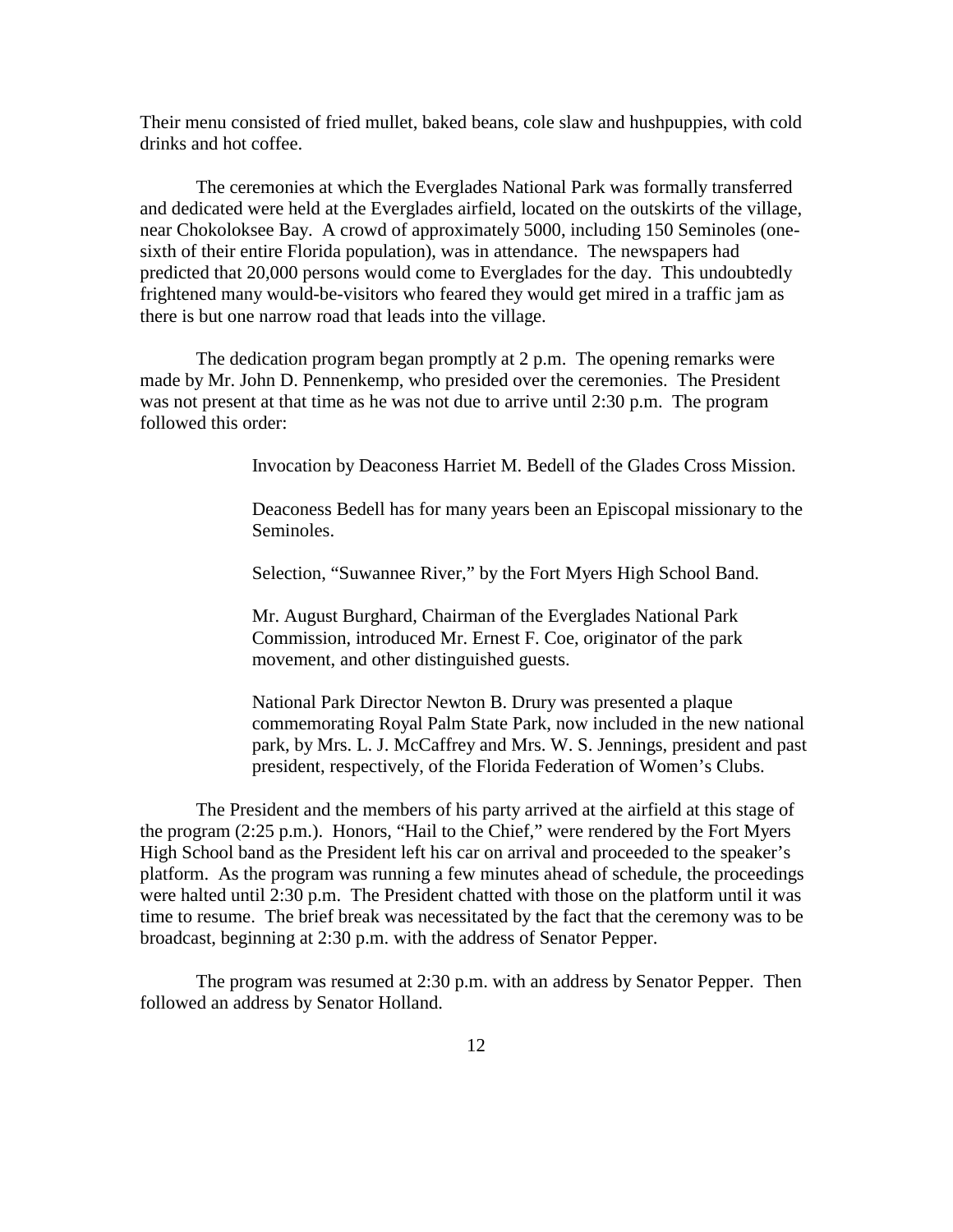Their menu consisted of fried mullet, baked beans, cole slaw and hushpuppies, with cold drinks and hot coffee.

The ceremonies at which the Everglades National Park was formally transferred and dedicated were held at the Everglades airfield, located on the outskirts of the village, near Chokoloksee Bay. A crowd of approximately 5000, including 150 Seminoles (one-sixth of their entire Florida population), was in attendance. The newspapers had predicted that 20,000 persons would come to Everglades for the day. This undoubtedly frightened many would-be-visitors who feared they would get mired in a traffic jam as there is but one narrow road that leads into the village.

The dedication program began promptly at 2 p.m. The opening remarks were made by Mr. John D. Pennenkemp, who presided over the ceremonies. The President was not present at that time as he was not due to arrive until 2:30 p.m. The program followed this order:

> Invocation by Deaconess Harriet M. Bedell of the Glades Cross Mission.
>
> Deaconess Bedell has for many years been an Episcopal missionary to the Seminoles.
>
> Selection, "Suwannee River," by the Fort Myers High School Band.
>
> Mr. August Burghard, Chairman of the Everglades National Park Commission, introduced Mr. Ernest F. Coe, originator of the park movement, and other distinguished guests.
>
> National Park Director Newton B. Drury was presented a plaque commemorating Royal Palm State Park, now included in the new national park, by Mrs. L. J. McCaffrey and Mrs. W. S. Jennings, president and past president, respectively, of the Florida Federation of Women's Clubs.

The President and the members of his party arrived at the airfield at this stage of the program (2:25 p.m.). Honors, "Hail to the Chief," were rendered by the Fort Myers High School band as the President left his car on arrival and proceeded to the speaker's platform. As the program was running a few minutes ahead of schedule, the proceedings were halted until 2:30 p.m. The President chatted with those on the platform until it was time to resume. The brief break was necessitated by the fact that the ceremony was to be broadcast, beginning at 2:30 p.m. with the address of Senator Pepper.

The program was resumed at 2:30 p.m. with an address by Senator Pepper. Then followed an address by Senator Holland.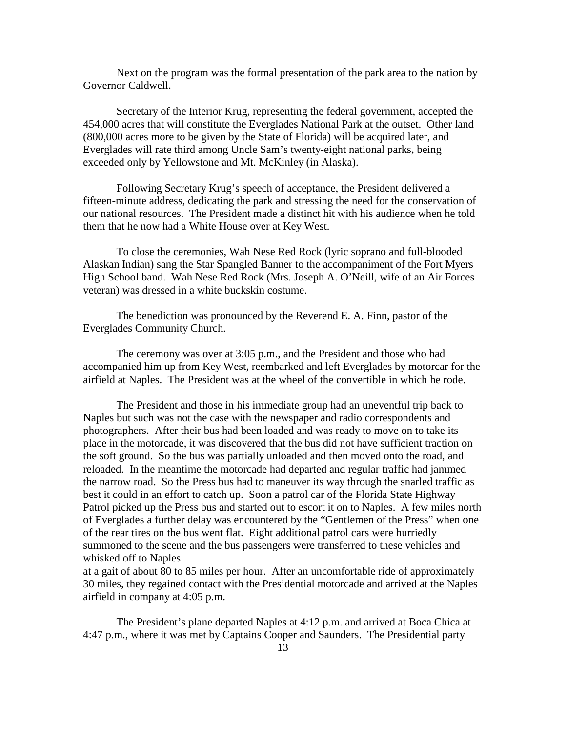Next on the program was the formal presentation of the park area to the nation by Governor Caldwell.

Secretary of the Interior Krug, representing the federal government, accepted the 454,000 acres that will constitute the Everglades National Park at the outset. Other land (800,000 acres more to be given by the State of Florida) will be acquired later, and Everglades will rate third among Uncle Sam's twenty-eight national parks, being exceeded only by Yellowstone and Mt. McKinley (in Alaska).

Following Secretary Krug's speech of acceptance, the President delivered a fifteen-minute address, dedicating the park and stressing the need for the conservation of our national resources. The President made a distinct hit with his audience when he told them that he now had a White House over at Key West.

To close the ceremonies, Wah Nese Red Rock (lyric soprano and full-blooded Alaskan Indian) sang the Star Spangled Banner to the accompaniment of the Fort Myers High School band. Wah Nese Red Rock (Mrs. Joseph A. O'Neill, wife of an Air Forces veteran) was dressed in a white buckskin costume.

The benediction was pronounced by the Reverend E. A. Finn, pastor of the Everglades Community Church.

The ceremony was over at 3:05 p.m., and the President and those who had accompanied him up from Key West, reembarked and left Everglades by motorcar for the airfield at Naples. The President was at the wheel of the convertible in which he rode.

The President and those in his immediate group had an uneventful trip back to Naples but such was not the case with the newspaper and radio correspondents and photographers. After their bus had been loaded and was ready to move on to take its place in the motorcade, it was discovered that the bus did not have sufficient traction on the soft ground. So the bus was partially unloaded and then moved onto the road, and reloaded. In the meantime the motorcade had departed and regular traffic had jammed the narrow road. So the Press bus had to maneuver its way through the snarled traffic as best it could in an effort to catch up. Soon a patrol car of the Florida State Highway Patrol picked up the Press bus and started out to escort it on to Naples. A few miles north of Everglades a further delay was encountered by the "Gentlemen of the Press" when one of the rear tires on the bus went flat. Eight additional patrol cars were hurriedly summoned to the scene and the bus passengers were transferred to these vehicles and whisked off to Naples at a gait of about 80 to 85 miles per hour. After an uncomfortable ride of approximately 30 miles, they regained contact with the Presidential motorcade and arrived at the Naples airfield in company at 4:05 p.m.

The President's plane departed Naples at 4:12 p.m. and arrived at Boca Chica at 4:47 p.m., where it was met by Captains Cooper and Saunders. The Presidential party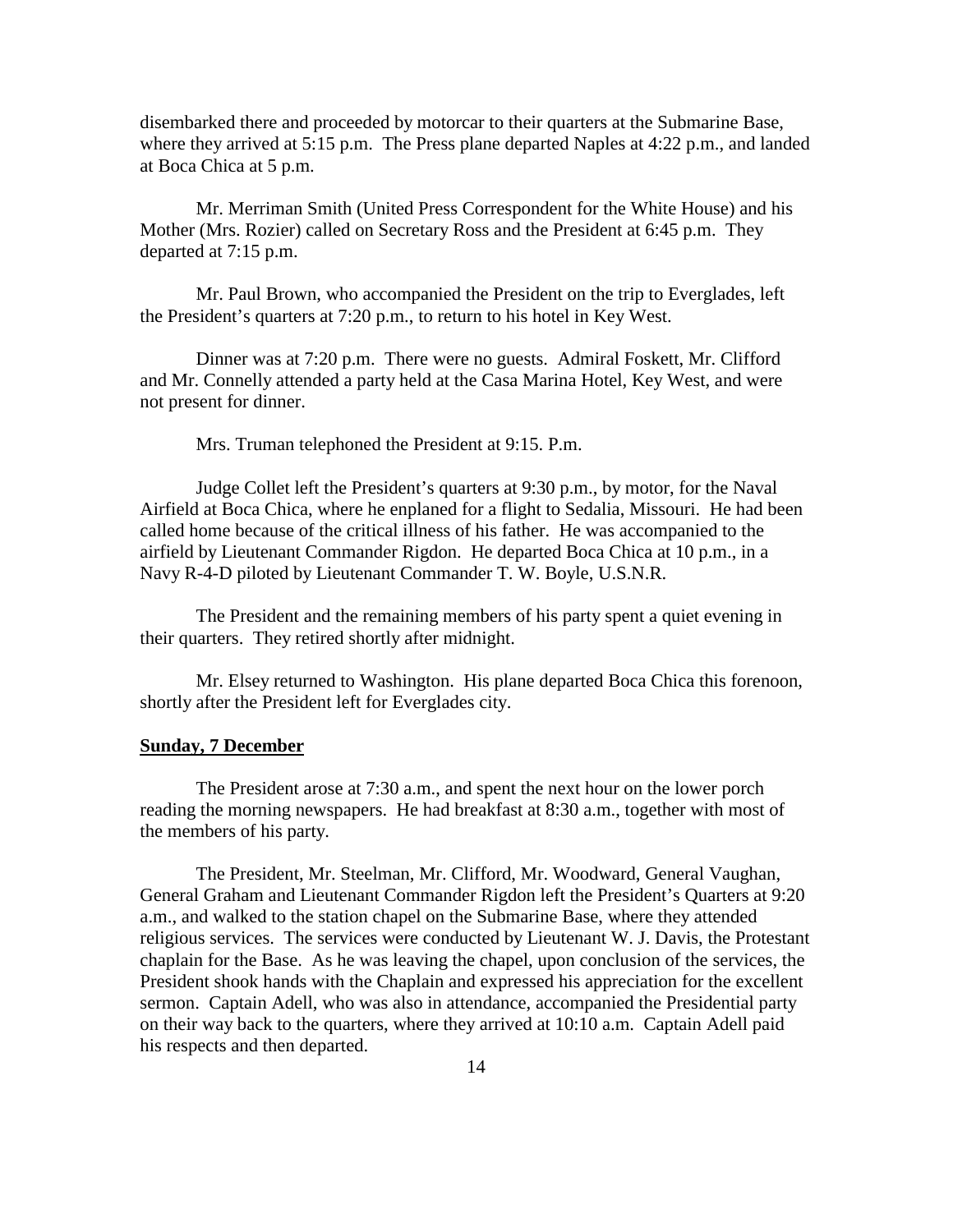disembarked there and proceeded by motorcar to their quarters at the Submarine Base, where they arrived at 5:15 p.m. The Press plane departed Naples at 4:22 p.m., and landed at Boca Chica at 5 p.m.

Mr. Merriman Smith (United Press Correspondent for the White House) and his Mother (Mrs. Rozier) called on Secretary Ross and the President at 6:45 p.m. They departed at 7:15 p.m.

Mr. Paul Brown, who accompanied the President on the trip to Everglades, left the President's quarters at 7:20 p.m., to return to his hotel in Key West.

Dinner was at 7:20 p.m. There were no guests. Admiral Foskett, Mr. Clifford and Mr. Connelly attended a party held at the Casa Marina Hotel, Key West, and were not present for dinner.

Mrs. Truman telephoned the President at 9:15. P.m.

Judge Collet left the President's quarters at 9:30 p.m., by motor, for the Naval Airfield at Boca Chica, where he enplaned for a flight to Sedalia, Missouri. He had been called home because of the critical illness of his father. He was accompanied to the airfield by Lieutenant Commander Rigdon. He departed Boca Chica at 10 p.m., in a Navy R-4-D piloted by Lieutenant Commander T. W. Boyle, U.S.N.R.

The President and the remaining members of his party spent a quiet evening in their quarters. They retired shortly after midnight.

Mr. Elsey returned to Washington. His plane departed Boca Chica this forenoon, shortly after the President left for Everglades city.

**Sunday, 7 December**

The President arose at 7:30 a.m., and spent the next hour on the lower porch reading the morning newspapers. He had breakfast at 8:30 a.m., together with most of the members of his party.

The President, Mr. Steelman, Mr. Clifford, Mr. Woodward, General Vaughan, General Graham and Lieutenant Commander Rigdon left the President's Quarters at 9:20 a.m., and walked to the station chapel on the Submarine Base, where they attended religious services. The services were conducted by Lieutenant W. J. Davis, the Protestant chaplain for the Base. As he was leaving the chapel, upon conclusion of the services, the President shook hands with the Chaplain and expressed his appreciation for the excellent sermon. Captain Adell, who was also in attendance, accompanied the Presidential party on their way back to the quarters, where they arrived at 10:10 a.m. Captain Adell paid his respects and then departed.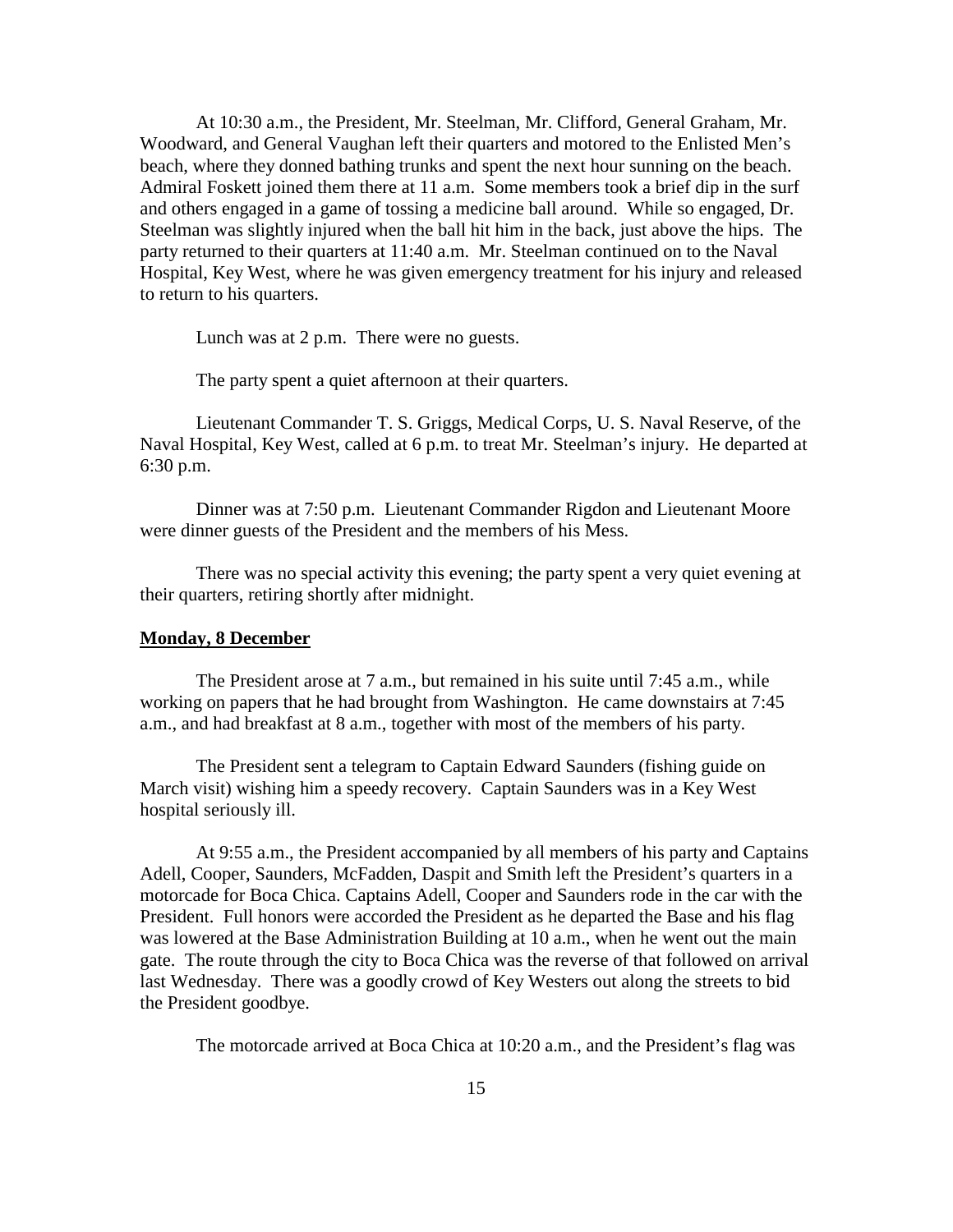At 10:30 a.m., the President, Mr. Steelman, Mr. Clifford, General Graham, Mr. Woodward, and General Vaughan left their quarters and motored to the Enlisted Men's beach, where they donned bathing trunks and spent the next hour sunning on the beach. Admiral Foskett joined them there at 11 a.m. Some members took a brief dip in the surf and others engaged in a game of tossing a medicine ball around. While so engaged, Dr. Steelman was slightly injured when the ball hit him in the back, just above the hips. The party returned to their quarters at 11:40 a.m. Mr. Steelman continued on to the Naval Hospital, Key West, where he was given emergency treatment for his injury and released to return to his quarters.

Lunch was at 2 p.m. There were no guests.

The party spent a quiet afternoon at their quarters.

Lieutenant Commander T. S. Griggs, Medical Corps, U. S. Naval Reserve, of the Naval Hospital, Key West, called at 6 p.m. to treat Mr. Steelman's injury. He departed at 6:30 p.m.

Dinner was at 7:50 p.m. Lieutenant Commander Rigdon and Lieutenant Moore were dinner guests of the President and the members of his Mess.

There was no special activity this evening; the party spent a very quiet evening at their quarters, retiring shortly after midnight.

**Monday, 8 December**

The President arose at 7 a.m., but remained in his suite until 7:45 a.m., while working on papers that he had brought from Washington. He came downstairs at 7:45 a.m., and had breakfast at 8 a.m., together with most of the members of his party.

The President sent a telegram to Captain Edward Saunders (fishing guide on March visit) wishing him a speedy recovery. Captain Saunders was in a Key West hospital seriously ill.

At 9:55 a.m., the President accompanied by all members of his party and Captains Adell, Cooper, Saunders, McFadden, Daspit and Smith left the President's quarters in a motorcade for Boca Chica. Captains Adell, Cooper and Saunders rode in the car with the President. Full honors were accorded the President as he departed the Base and his flag was lowered at the Base Administration Building at 10 a.m., when he went out the main gate. The route through the city to Boca Chica was the reverse of that followed on arrival last Wednesday. There was a goodly crowd of Key Westers out along the streets to bid the President goodbye.

The motorcade arrived at Boca Chica at 10:20 a.m., and the President's flag was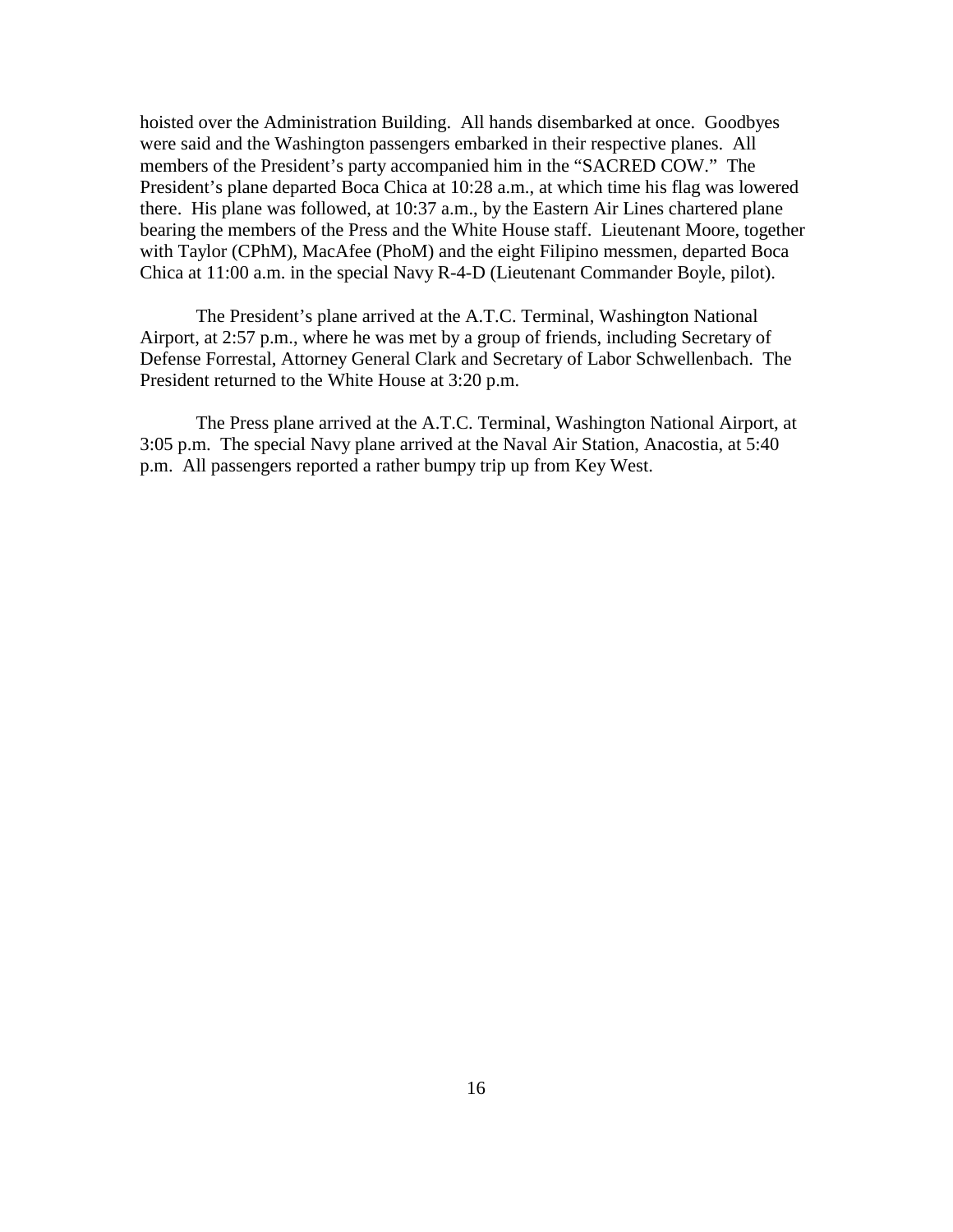hoisted over the Administration Building. All hands disembarked at once. Goodbyes were said and the Washington passengers embarked in their respective planes. All members of the President's party accompanied him in the "SACRED COW." The President's plane departed Boca Chica at 10:28 a.m., at which time his flag was lowered there. His plane was followed, at 10:37 a.m., by the Eastern Air Lines chartered plane bearing the members of the Press and the White House staff. Lieutenant Moore, together with Taylor (CPhM), MacAfee (PhoM) and the eight Filipino messmen, departed Boca Chica at 11:00 a.m. in the special Navy R-4-D (Lieutenant Commander Boyle, pilot).

The President's plane arrived at the A.T.C. Terminal, Washington National Airport, at 2:57 p.m., where he was met by a group of friends, including Secretary of Defense Forrestal, Attorney General Clark and Secretary of Labor Schwellenbach. The President returned to the White House at 3:20 p.m.

The Press plane arrived at the A.T.C. Terminal, Washington National Airport, at 3:05 p.m. The special Navy plane arrived at the Naval Air Station, Anacostia, at 5:40 p.m. All passengers reported a rather bumpy trip up from Key West.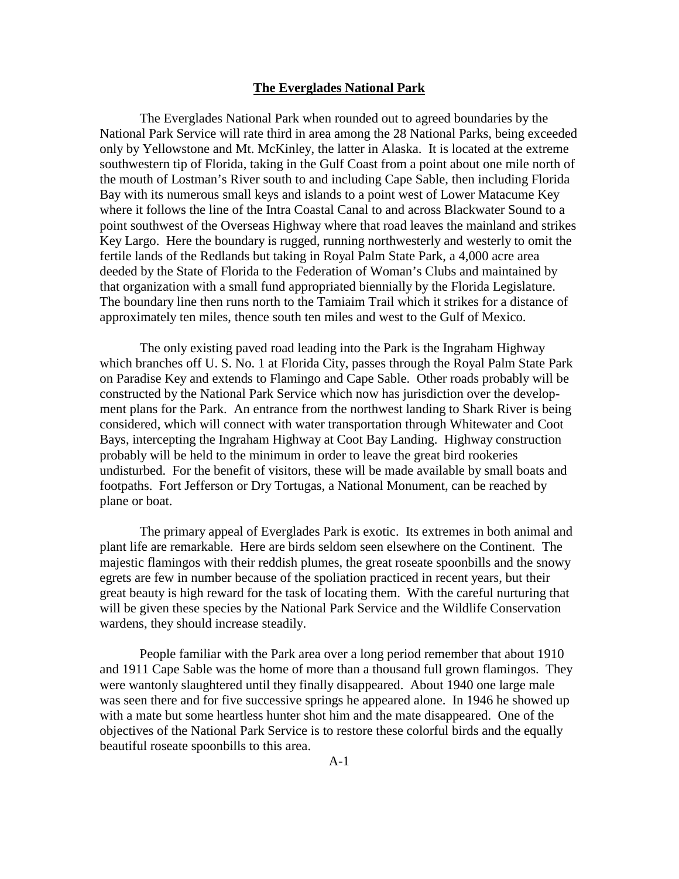# The Everglades National Park

The Everglades National Park when rounded out to agreed boundaries by the National Park Service will rate third in area among the 28 National Parks, being exceeded only by Yellowstone and Mt. McKinley, the latter in Alaska. It is located at the extreme southwestern tip of Florida, taking in the Gulf Coast from a point about one mile north of the mouth of Lostman's River south to and including Cape Sable, then including Florida Bay with its numerous small keys and islands to a point west of Lower Matacume Key where it follows the line of the Intra Coastal Canal to and across Blackwater Sound to a point southwest of the Overseas Highway where that road leaves the mainland and strikes Key Largo. Here the boundary is rugged, running northwesterly and westerly to omit the fertile lands of the Redlands but taking in Royal Palm State Park, a 4,000 acre area deeded by the State of Florida to the Federation of Woman's Clubs and maintained by that organization with a small fund appropriated biennially by the Florida Legislature. The boundary line then runs north to the Tamiaim Trail which it strikes for a distance of approximately ten miles, thence south ten miles and west to the Gulf of Mexico.

The only existing paved road leading into the Park is the Ingraham Highway which branches off U. S. No. 1 at Florida City, passes through the Royal Palm State Park on Paradise Key and extends to Flamingo and Cape Sable. Other roads probably will be constructed by the National Park Service which now has jurisdiction over the development plans for the Park. An entrance from the northwest landing to Shark River is being considered, which will connect with water transportation through Whitewater and Coot Bays, intercepting the Ingraham Highway at Coot Bay Landing. Highway construction probably will be held to the minimum in order to leave the great bird rookeries undisturbed. For the benefit of visitors, these will be made available by small boats and footpaths. Fort Jefferson or Dry Tortugas, a National Monument, can be reached by plane or boat.

The primary appeal of Everglades Park is exotic. Its extremes in both animal and plant life are remarkable. Here are birds seldom seen elsewhere on the Continent. The majestic flamingos with their reddish plumes, the great roseate spoonbills and the snowy egrets are few in number because of the spoliation practiced in recent years, but their great beauty is high reward for the task of locating them. With the careful nurturing that will be given these species by the National Park Service and the Wildlife Conservation wardens, they should increase steadily.

People familiar with the Park area over a long period remember that about 1910 and 1911 Cape Sable was the home of more than a thousand full grown flamingos. They were wantonly slaughtered until they finally disappeared. About 1940 one large male was seen there and for five successive springs he appeared alone. In 1946 he showed up with a mate but some heartless hunter shot him and the mate disappeared. One of the objectives of the National Park Service is to restore these colorful birds and the equally beautiful roseate spoonbills to this area.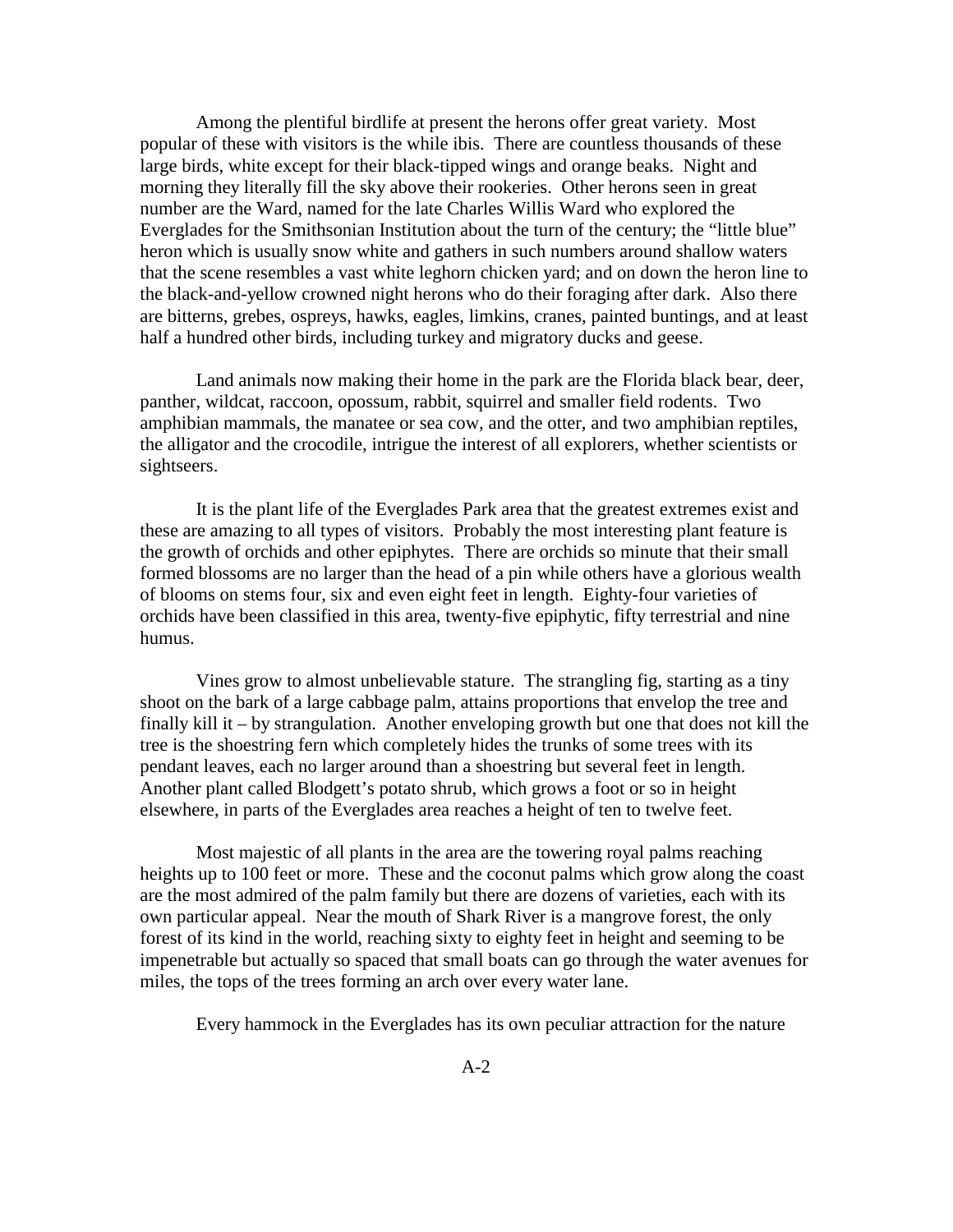Among the plentiful birdlife at present the herons offer great variety. Most popular of these with visitors is the while ibis. There are countless thousands of these large birds, white except for their black-tipped wings and orange beaks. Night and morning they literally fill the sky above their rookeries. Other herons seen in great number are the Ward, named for the late Charles Willis Ward who explored the Everglades for the Smithsonian Institution about the turn of the century; the "little blue" heron which is usually snow white and gathers in such numbers around shallow waters that the scene resembles a vast white leghorn chicken yard; and on down the heron line to the black-and-yellow crowned night herons who do their foraging after dark. Also there are bitterns, grebes, ospreys, hawks, eagles, limkins, cranes, painted buntings, and at least half a hundred other birds, including turkey and migratory ducks and geese.

Land animals now making their home in the park are the Florida black bear, deer, panther, wildcat, raccoon, opossum, rabbit, squirrel and smaller field rodents. Two amphibian mammals, the manatee or sea cow, and the otter, and two amphibian reptiles, the alligator and the crocodile, intrigue the interest of all explorers, whether scientists or sightseers.

It is the plant life of the Everglades Park area that the greatest extremes exist and these are amazing to all types of visitors. Probably the most interesting plant feature is the growth of orchids and other epiphytes. There are orchids so minute that their small formed blossoms are no larger than the head of a pin while others have a glorious wealth of blooms on stems four, six and even eight feet in length. Eighty-four varieties of orchids have been classified in this area, twenty-five epiphytic, fifty terrestrial and nine humus.

Vines grow to almost unbelievable stature. The strangling fig, starting as a tiny shoot on the bark of a large cabbage palm, attains proportions that envelop the tree and finally kill it – by strangulation. Another enveloping growth but one that does not kill the tree is the shoestring fern which completely hides the trunks of some trees with its pendant leaves, each no larger around than a shoestring but several feet in length. Another plant called Blodgett's potato shrub, which grows a foot or so in height elsewhere, in parts of the Everglades area reaches a height of ten to twelve feet.

Most majestic of all plants in the area are the towering royal palms reaching heights up to 100 feet or more. These and the coconut palms which grow along the coast are the most admired of the palm family but there are dozens of varieties, each with its own particular appeal. Near the mouth of Shark River is a mangrove forest, the only forest of its kind in the world, reaching sixty to eighty feet in height and seeming to be impenetrable but actually so spaced that small boats can go through the water avenues for miles, the tops of the trees forming an arch over every water lane.

Every hammock in the Everglades has its own peculiar attraction for the nature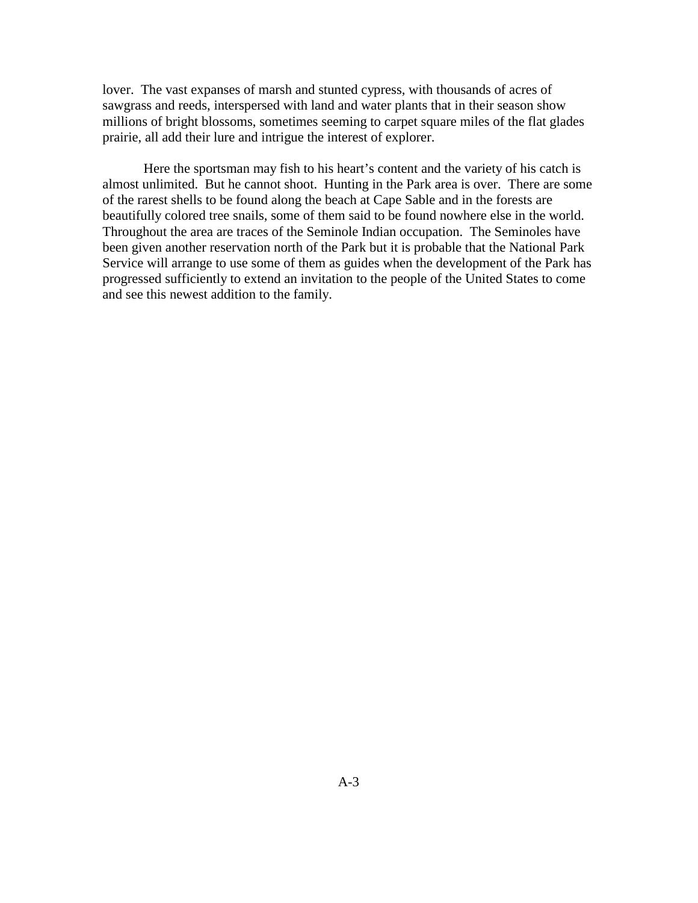lover. The vast expanses of marsh and stunted cypress, with thousands of acres of sawgrass and reeds, interspersed with land and water plants that in their season show millions of bright blossoms, sometimes seeming to carpet square miles of the flat glades prairie, all add their lure and intrigue the interest of explorer.

Here the sportsman may fish to his heart's content and the variety of his catch is almost unlimited. But he cannot shoot. Hunting in the Park area is over. There are some of the rarest shells to be found along the beach at Cape Sable and in the forests are beautifully colored tree snails, some of them said to be found nowhere else in the world. Throughout the area are traces of the Seminole Indian occupation. The Seminoles have been given another reservation north of the Park but it is probable that the National Park Service will arrange to use some of them as guides when the development of the Park has progressed sufficiently to extend an invitation to the people of the United States to come and see this newest addition to the family.